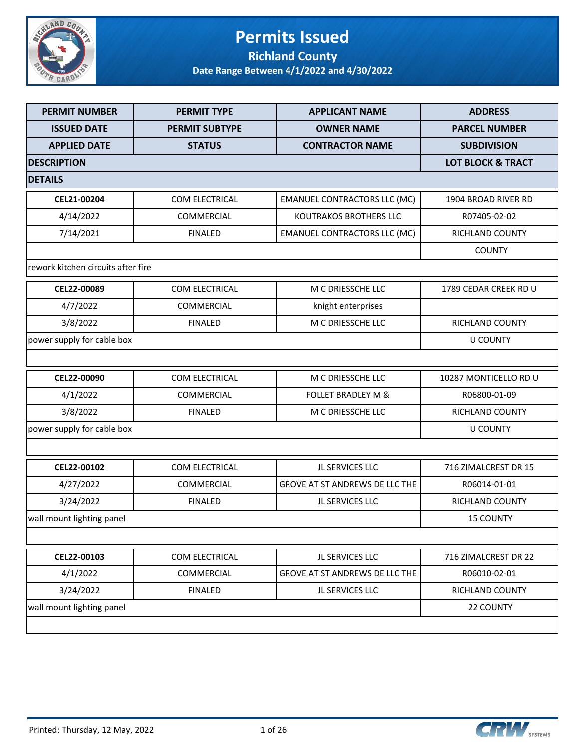# Permits Issued

## Richland County

### Date Range Between 4/1/2022 and 4/30/2022

| PERMIT NUMBER | PERMIT TYPE | APPLICANT NAME | ADDRESS |
|---|---|---|---|
| **ISSUED DATE** | **PERMIT SUBTYPE** | **OWNER NAME** | **PARCEL NUMBER** |
| **APPLIED DATE** | **STATUS** | **CONTRACTOR NAME** | **SUBDIVISION** |
| **DESCRIPTION** | | | **LOT BLOCK & TRACT** |
| **DETAILS** | | | |
| CEL21-00204 | COM ELECTRICAL | EMANUEL CONTRACTORS LLC (MC) | 1904 BROAD RIVER RD |
| 4/14/2022 | COMMERCIAL | KOUTRAKOS BROTHERS LLC | R07405-02-02 |
| 7/14/2021 | FINALED | EMANUEL CONTRACTORS LLC (MC) | RICHLAND COUNTY |
| | | | COUNTY |
| rework kitchen circuits after fire | | | |
| CEL22-00089 | COM ELECTRICAL | M C DRIESSCHE LLC | 1789 CEDAR CREEK RD U |
| 4/7/2022 | COMMERCIAL | knight enterprises | |
| 3/8/2022 | FINALED | M C DRIESSCHE LLC | RICHLAND COUNTY |
| power supply for cable box | | | U COUNTY |
| | | | |
| CEL22-00090 | COM ELECTRICAL | M C DRIESSCHE LLC | 10287 MONTICELLO RD U |
| 4/1/2022 | COMMERCIAL | FOLLET BRADLEY M & | R06800-01-09 |
| 3/8/2022 | FINALED | M C DRIESSCHE LLC | RICHLAND COUNTY |
| power supply for cable box | | | U COUNTY |
| | | | |
| CEL22-00102 | COM ELECTRICAL | JL SERVICES LLC | 716 ZIMALCREST DR 15 |
| 4/27/2022 | COMMERCIAL | GROVE AT ST ANDREWS DE LLC THE | R06014-01-01 |
| 3/24/2022 | FINALED | JL SERVICES LLC | RICHLAND COUNTY |
| wall mount lighting panel | | | 15 COUNTY |
| | | | |
| CEL22-00103 | COM ELECTRICAL | JL SERVICES LLC | 716 ZIMALCREST DR 22 |
| 4/1/2022 | COMMERCIAL | GROVE AT ST ANDREWS DE LLC THE | R06010-02-01 |
| 3/24/2022 | FINALED | JL SERVICES LLC | RICHLAND COUNTY |
| wall mount lighting panel | | | 22 COUNTY |
| | | | |

Printed: Thursday, 12 May, 2022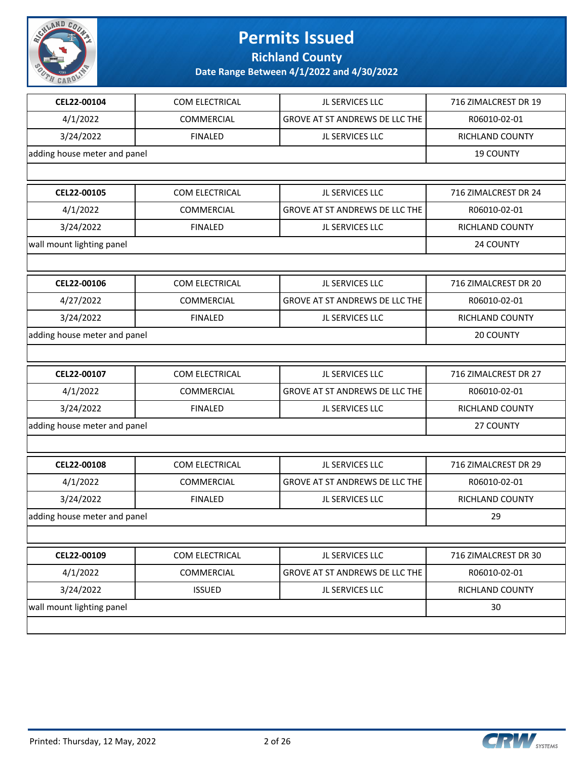# Permits Issued

## Richland County

### Date Range Between 4/1/2022 and 4/30/2022

| CEL22-00104 | COM ELECTRICAL | JL SERVICES LLC | 716 ZIMALCREST DR 19 |
|---|---|---|---|
| 4/1/2022 | COMMERCIAL | GROVE AT ST ANDREWS DE LLC THE | R06010-02-01 |
| 3/24/2022 | FINALED | JL SERVICES LLC | RICHLAND COUNTY |
| adding house meter and panel | | | 19 COUNTY |

| CEL22-00105 | COM ELECTRICAL | JL SERVICES LLC | 716 ZIMALCREST DR 24 |
|---|---|---|---|
| 4/1/2022 | COMMERCIAL | GROVE AT ST ANDREWS DE LLC THE | R06010-02-01 |
| 3/24/2022 | FINALED | JL SERVICES LLC | RICHLAND COUNTY |
| wall mount lighting panel | | | 24 COUNTY |

| CEL22-00106 | COM ELECTRICAL | JL SERVICES LLC | 716 ZIMALCREST DR 20 |
|---|---|---|---|
| 4/27/2022 | COMMERCIAL | GROVE AT ST ANDREWS DE LLC THE | R06010-02-01 |
| 3/24/2022 | FINALED | JL SERVICES LLC | RICHLAND COUNTY |
| adding house meter and panel | | | 20 COUNTY |

| CEL22-00107 | COM ELECTRICAL | JL SERVICES LLC | 716 ZIMALCREST DR 27 |
|---|---|---|---|
| 4/1/2022 | COMMERCIAL | GROVE AT ST ANDREWS DE LLC THE | R06010-02-01 |
| 3/24/2022 | FINALED | JL SERVICES LLC | RICHLAND COUNTY |
| adding house meter and panel | | | 27 COUNTY |

| CEL22-00108 | COM ELECTRICAL | JL SERVICES LLC | 716 ZIMALCREST DR 29 |
|---|---|---|---|
| 4/1/2022 | COMMERCIAL | GROVE AT ST ANDREWS DE LLC THE | R06010-02-01 |
| 3/24/2022 | FINALED | JL SERVICES LLC | RICHLAND COUNTY |
| adding house meter and panel | | | 29 |

| CEL22-00109 | COM ELECTRICAL | JL SERVICES LLC | 716 ZIMALCREST DR 30 |
|---|---|---|---|
| 4/1/2022 | COMMERCIAL | GROVE AT ST ANDREWS DE LLC THE | R06010-02-01 |
| 3/24/2022 | ISSUED | JL SERVICES LLC | RICHLAND COUNTY |
| wall mount lighting panel | | | 30 |

Printed: Thursday, 12 May, 2022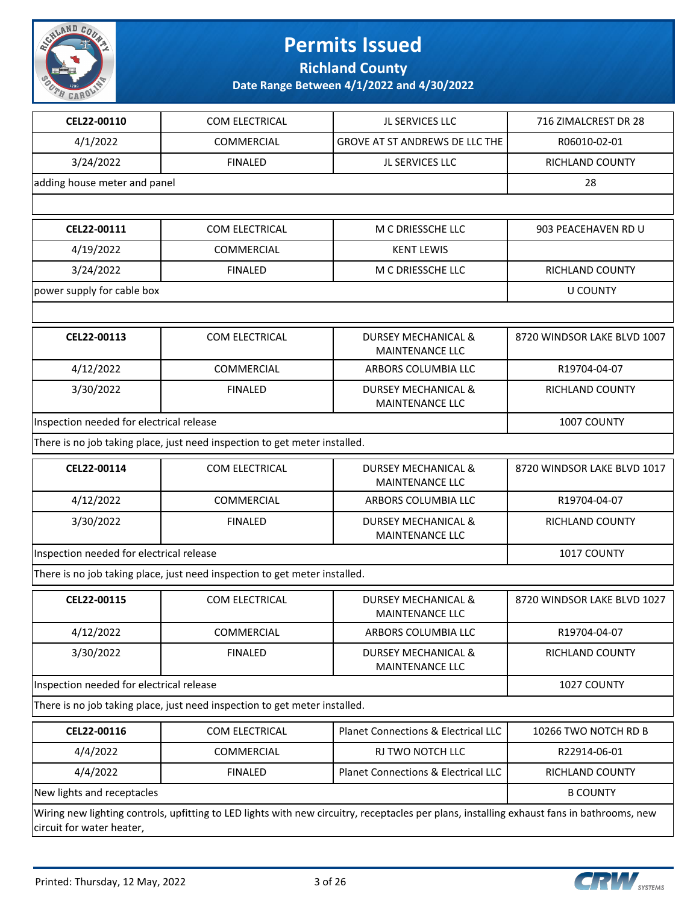# Permits Issued

## Richland County

### Date Range Between 4/1/2022 and 4/30/2022

| CEL22-00110 | COM ELECTRICAL | JL SERVICES LLC | 716 ZIMALCREST DR 28 |
|---|---|---|---|
| 4/1/2022 | COMMERCIAL | GROVE AT ST ANDREWS DE LLC THE | R06010-02-01 |
| 3/24/2022 | FINALED | JL SERVICES LLC | RICHLAND COUNTY |
| adding house meter and panel | | | 28 |

| CEL22-00111 | COM ELECTRICAL | M C DRIESSCHE LLC | 903 PEACEHAVEN RD U |
|---|---|---|---|
| 4/19/2022 | COMMERCIAL | KENT LEWIS | |
| 3/24/2022 | FINALED | M C DRIESSCHE LLC | RICHLAND COUNTY |
| power supply for cable box | | | U COUNTY |

| CEL22-00113 | COM ELECTRICAL | DURSEY MECHANICAL & MAINTENANCE LLC | 8720 WINDSOR LAKE BLVD 1007 |
|---|---|---|---|
| 4/12/2022 | COMMERCIAL | ARBORS COLUMBIA LLC | R19704-04-07 |
| 3/30/2022 | FINALED | DURSEY MECHANICAL & MAINTENANCE LLC | RICHLAND COUNTY |
| Inspection needed for electrical release | | | 1007 COUNTY |

There is no job taking place, just need inspection to get meter installed.

| CEL22-00114 | COM ELECTRICAL | DURSEY MECHANICAL & MAINTENANCE LLC | 8720 WINDSOR LAKE BLVD 1017 |
|---|---|---|---|
| 4/12/2022 | COMMERCIAL | ARBORS COLUMBIA LLC | R19704-04-07 |
| 3/30/2022 | FINALED | DURSEY MECHANICAL & MAINTENANCE LLC | RICHLAND COUNTY |
| Inspection needed for electrical release | | | 1017 COUNTY |

There is no job taking place, just need inspection to get meter installed.

| CEL22-00115 | COM ELECTRICAL | DURSEY MECHANICAL & MAINTENANCE LLC | 8720 WINDSOR LAKE BLVD 1027 |
|---|---|---|---|
| 4/12/2022 | COMMERCIAL | ARBORS COLUMBIA LLC | R19704-04-07 |
| 3/30/2022 | FINALED | DURSEY MECHANICAL & MAINTENANCE LLC | RICHLAND COUNTY |
| Inspection needed for electrical release | | | 1027 COUNTY |

There is no job taking place, just need inspection to get meter installed.

| CEL22-00116 | COM ELECTRICAL | Planet Connections & Electrical LLC | 10266 TWO NOTCH RD B |
|---|---|---|---|
| 4/4/2022 | COMMERCIAL | RJ TWO NOTCH LLC | R22914-06-01 |
| 4/4/2022 | FINALED | Planet Connections & Electrical LLC | RICHLAND COUNTY |
| New lights and receptacles | | | B COUNTY |

Wiring new lighting controls, upfitting to LED lights with new circuitry, receptacles per plans, installing exhaust fans in bathrooms, new circuit for water heater,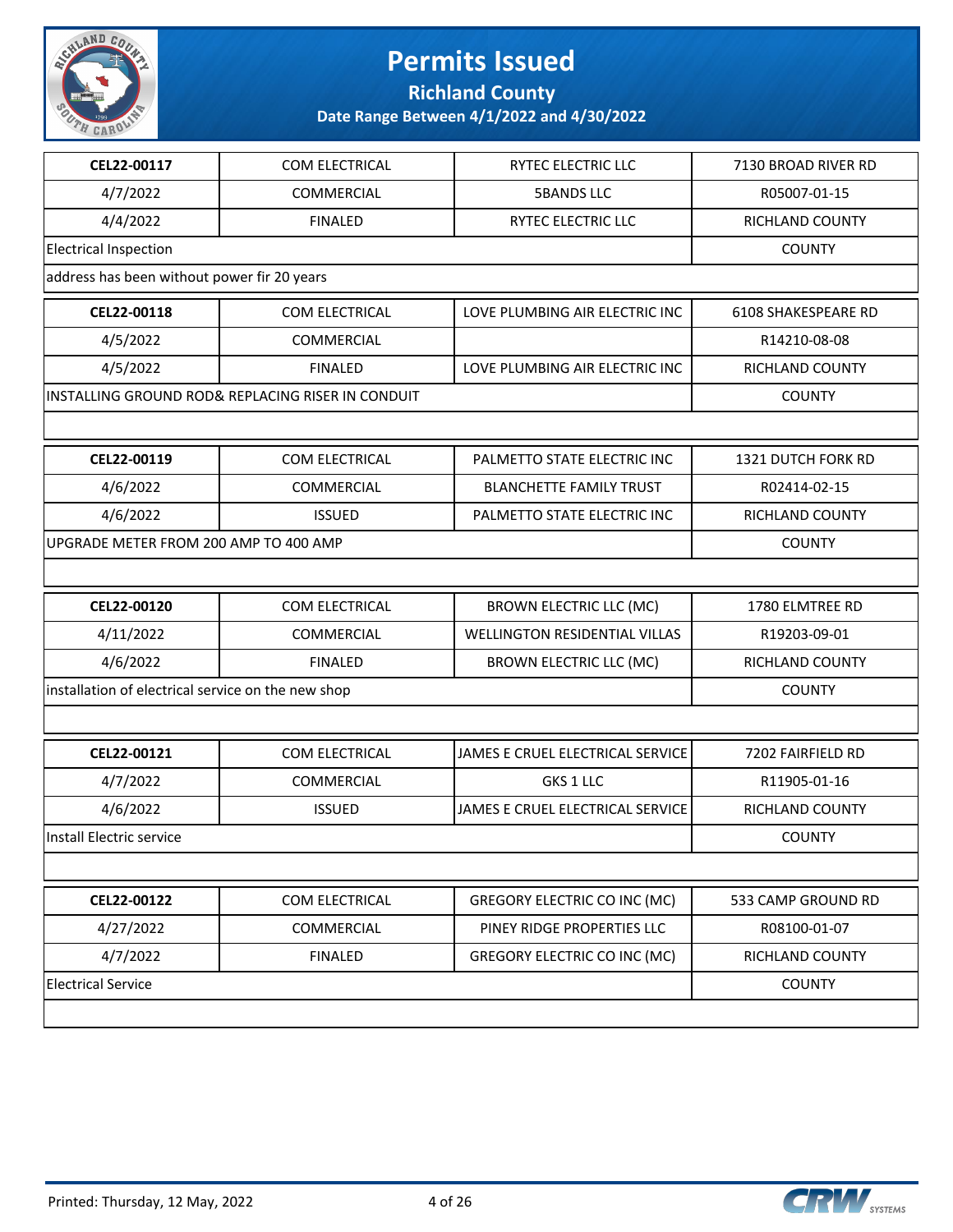# Permits Issued

## Richland County

### Date Range Between 4/1/2022 and 4/30/2022

| | | | |
|---|---|---|---|
| **CEL22-00117** | COM ELECTRICAL | RYTEC ELECTRIC LLC | 7130 BROAD RIVER RD |
| 4/7/2022 | COMMERCIAL | 5BANDS LLC | R05007-01-15 |
| 4/4/2022 | FINALED | RYTEC ELECTRIC LLC | RICHLAND COUNTY |
| Electrical Inspection | | | COUNTY |
| address has been without power fir 20 years | | | |

| | | | |
|---|---|---|---|
| **CEL22-00118** | COM ELECTRICAL | LOVE PLUMBING AIR ELECTRIC INC | 6108 SHAKESPEARE RD |
| 4/5/2022 | COMMERCIAL | | R14210-08-08 |
| 4/5/2022 | FINALED | LOVE PLUMBING AIR ELECTRIC INC | RICHLAND COUNTY |
| INSTALLING GROUND ROD& REPLACING RISER IN CONDUIT | | | COUNTY |
| | | | |

| | | | |
|---|---|---|---|
| **CEL22-00119** | COM ELECTRICAL | PALMETTO STATE ELECTRIC INC | 1321 DUTCH FORK RD |
| 4/6/2022 | COMMERCIAL | BLANCHETTE FAMILY TRUST | R02414-02-15 |
| 4/6/2022 | ISSUED | PALMETTO STATE ELECTRIC INC | RICHLAND COUNTY |
| UPGRADE METER FROM 200 AMP TO 400 AMP | | | COUNTY |
| | | | |

| | | | |
|---|---|---|---|
| **CEL22-00120** | COM ELECTRICAL | BROWN ELECTRIC LLC (MC) | 1780 ELMTREE RD |
| 4/11/2022 | COMMERCIAL | WELLINGTON RESIDENTIAL VILLAS | R19203-09-01 |
| 4/6/2022 | FINALED | BROWN ELECTRIC LLC (MC) | RICHLAND COUNTY |
| installation of electrical service on the new shop | | | COUNTY |
| | | | |

| | | | |
|---|---|---|---|
| **CEL22-00121** | COM ELECTRICAL | JAMES E CRUEL ELECTRICAL SERVICE | 7202 FAIRFIELD RD |
| 4/7/2022 | COMMERCIAL | GKS 1 LLC | R11905-01-16 |
| 4/6/2022 | ISSUED | JAMES E CRUEL ELECTRICAL SERVICE | RICHLAND COUNTY |
| Install Electric service | | | COUNTY |
| | | | |

| | | | |
|---|---|---|---|
| **CEL22-00122** | COM ELECTRICAL | GREGORY ELECTRIC CO INC (MC) | 533 CAMP GROUND RD |
| 4/27/2022 | COMMERCIAL | PINEY RIDGE PROPERTIES LLC | R08100-01-07 |
| 4/7/2022 | FINALED | GREGORY ELECTRIC CO INC (MC) | RICHLAND COUNTY |
| Electrical Service | | | COUNTY |
| | | | |

Printed: Thursday, 12 May, 2022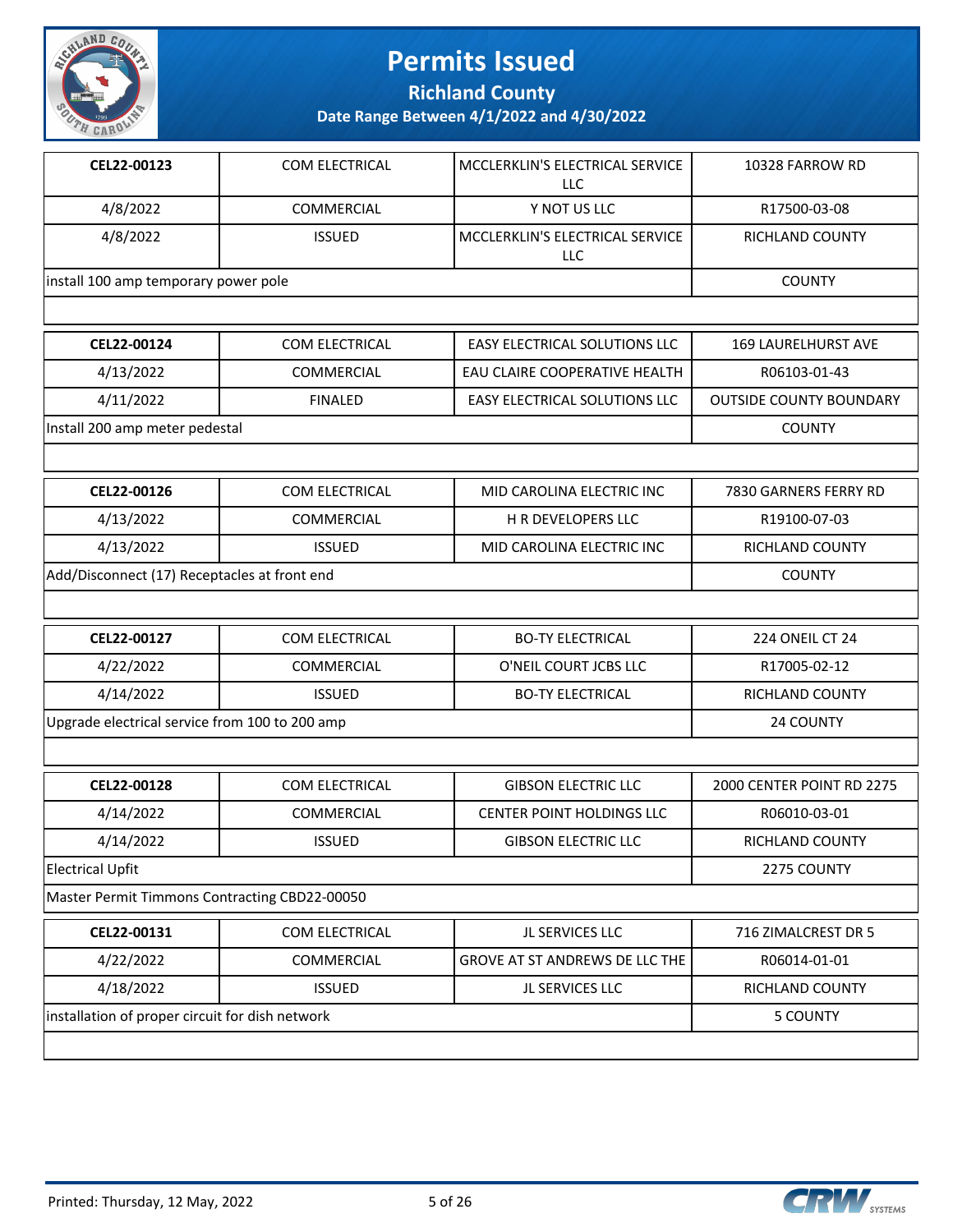# Permits Issued

## Richland County

### Date Range Between 4/1/2022 and 4/30/2022

| CEL22-00123 | COM ELECTRICAL | MCCLERKLIN'S ELECTRICAL SERVICE LLC | 10328 FARROW RD |
|---|---|---|---|
| 4/8/2022 | COMMERCIAL | Y NOT US LLC | R17500-03-08 |
| 4/8/2022 | ISSUED | MCCLERKLIN'S ELECTRICAL SERVICE LLC | RICHLAND COUNTY |
| install 100 amp temporary power pole | | | COUNTY |

| CEL22-00124 | COM ELECTRICAL | EASY ELECTRICAL SOLUTIONS LLC | 169 LAURELHURST AVE |
|---|---|---|---|
| 4/13/2022 | COMMERCIAL | EAU CLAIRE COOPERATIVE HEALTH | R06103-01-43 |
| 4/11/2022 | FINALED | EASY ELECTRICAL SOLUTIONS LLC | OUTSIDE COUNTY BOUNDARY |
| Install 200 amp meter pedestal | | | COUNTY |

| CEL22-00126 | COM ELECTRICAL | MID CAROLINA ELECTRIC INC | 7830 GARNERS FERRY RD |
|---|---|---|---|
| 4/13/2022 | COMMERCIAL | H R DEVELOPERS LLC | R19100-07-03 |
| 4/13/2022 | ISSUED | MID CAROLINA ELECTRIC INC | RICHLAND COUNTY |
| Add/Disconnect (17) Receptacles at front end | | | COUNTY |

| CEL22-00127 | COM ELECTRICAL | BO-TY ELECTRICAL | 224 ONEIL CT 24 |
|---|---|---|---|
| 4/22/2022 | COMMERCIAL | O'NEIL COURT JCBS LLC | R17005-02-12 |
| 4/14/2022 | ISSUED | BO-TY ELECTRICAL | RICHLAND COUNTY |
| Upgrade electrical service from 100 to 200 amp | | | 24 COUNTY |

| CEL22-00128 | COM ELECTRICAL | GIBSON ELECTRIC LLC | 2000 CENTER POINT RD 2275 |
|---|---|---|---|
| 4/14/2022 | COMMERCIAL | CENTER POINT HOLDINGS LLC | R06010-03-01 |
| 4/14/2022 | ISSUED | GIBSON ELECTRIC LLC | RICHLAND COUNTY |
| Electrical Upfit | | | 2275 COUNTY |
| Master Permit Timmons Contracting CBD22-00050 | | | |

| CEL22-00131 | COM ELECTRICAL | JL SERVICES LLC | 716 ZIMALCREST DR 5 |
|---|---|---|---|
| 4/22/2022 | COMMERCIAL | GROVE AT ST ANDREWS DE LLC THE | R06014-01-01 |
| 4/18/2022 | ISSUED | JL SERVICES LLC | RICHLAND COUNTY |
| installation of proper circuit for dish network | | | 5 COUNTY |

Printed: Thursday, 12 May, 2022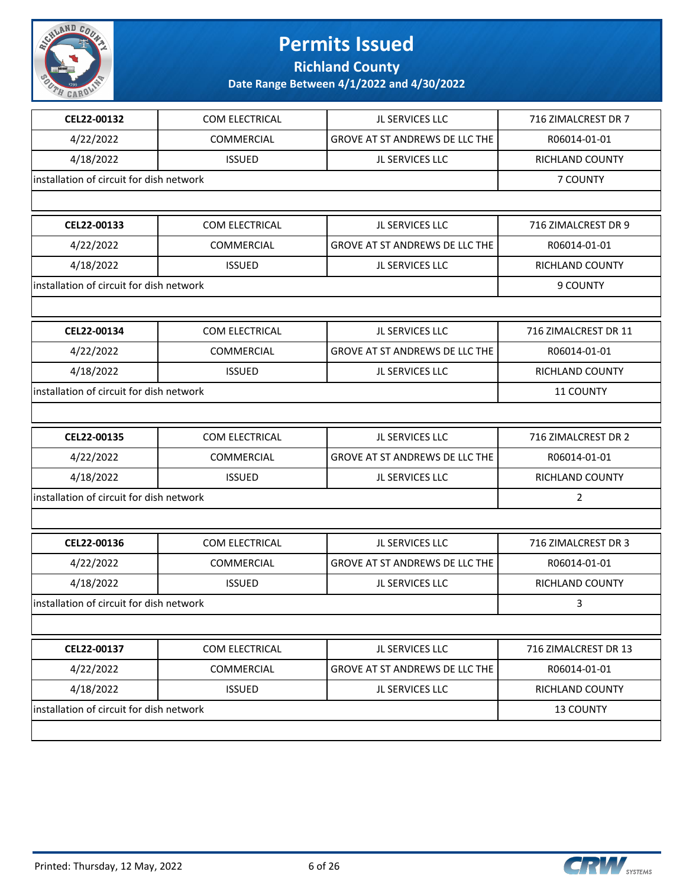# Permits Issued

## Richland County

### Date Range Between 4/1/2022 and 4/30/2022

| CEL22-00132 | COM ELECTRICAL | JL SERVICES LLC | 716 ZIMALCREST DR 7 |
|---|---|---|---|
| 4/22/2022 | COMMERCIAL | GROVE AT ST ANDREWS DE LLC THE | R06014-01-01 |
| 4/18/2022 | ISSUED | JL SERVICES LLC | RICHLAND COUNTY |
| installation of circuit for dish network | | | 7 COUNTY |

| CEL22-00133 | COM ELECTRICAL | JL SERVICES LLC | 716 ZIMALCREST DR 9 |
|---|---|---|---|
| 4/22/2022 | COMMERCIAL | GROVE AT ST ANDREWS DE LLC THE | R06014-01-01 |
| 4/18/2022 | ISSUED | JL SERVICES LLC | RICHLAND COUNTY |
| installation of circuit for dish network | | | 9 COUNTY |

| CEL22-00134 | COM ELECTRICAL | JL SERVICES LLC | 716 ZIMALCREST DR 11 |
|---|---|---|---|
| 4/22/2022 | COMMERCIAL | GROVE AT ST ANDREWS DE LLC THE | R06014-01-01 |
| 4/18/2022 | ISSUED | JL SERVICES LLC | RICHLAND COUNTY |
| installation of circuit for dish network | | | 11 COUNTY |

| CEL22-00135 | COM ELECTRICAL | JL SERVICES LLC | 716 ZIMALCREST DR 2 |
|---|---|---|---|
| 4/22/2022 | COMMERCIAL | GROVE AT ST ANDREWS DE LLC THE | R06014-01-01 |
| 4/18/2022 | ISSUED | JL SERVICES LLC | RICHLAND COUNTY |
| installation of circuit for dish network | | | 2 |

| CEL22-00136 | COM ELECTRICAL | JL SERVICES LLC | 716 ZIMALCREST DR 3 |
|---|---|---|---|
| 4/22/2022 | COMMERCIAL | GROVE AT ST ANDREWS DE LLC THE | R06014-01-01 |
| 4/18/2022 | ISSUED | JL SERVICES LLC | RICHLAND COUNTY |
| installation of circuit for dish network | | | 3 |

| CEL22-00137 | COM ELECTRICAL | JL SERVICES LLC | 716 ZIMALCREST DR 13 |
|---|---|---|---|
| 4/22/2022 | COMMERCIAL | GROVE AT ST ANDREWS DE LLC THE | R06014-01-01 |
| 4/18/2022 | ISSUED | JL SERVICES LLC | RICHLAND COUNTY |
| installation of circuit for dish network | | | 13 COUNTY |

Printed: Thursday, 12 May, 2022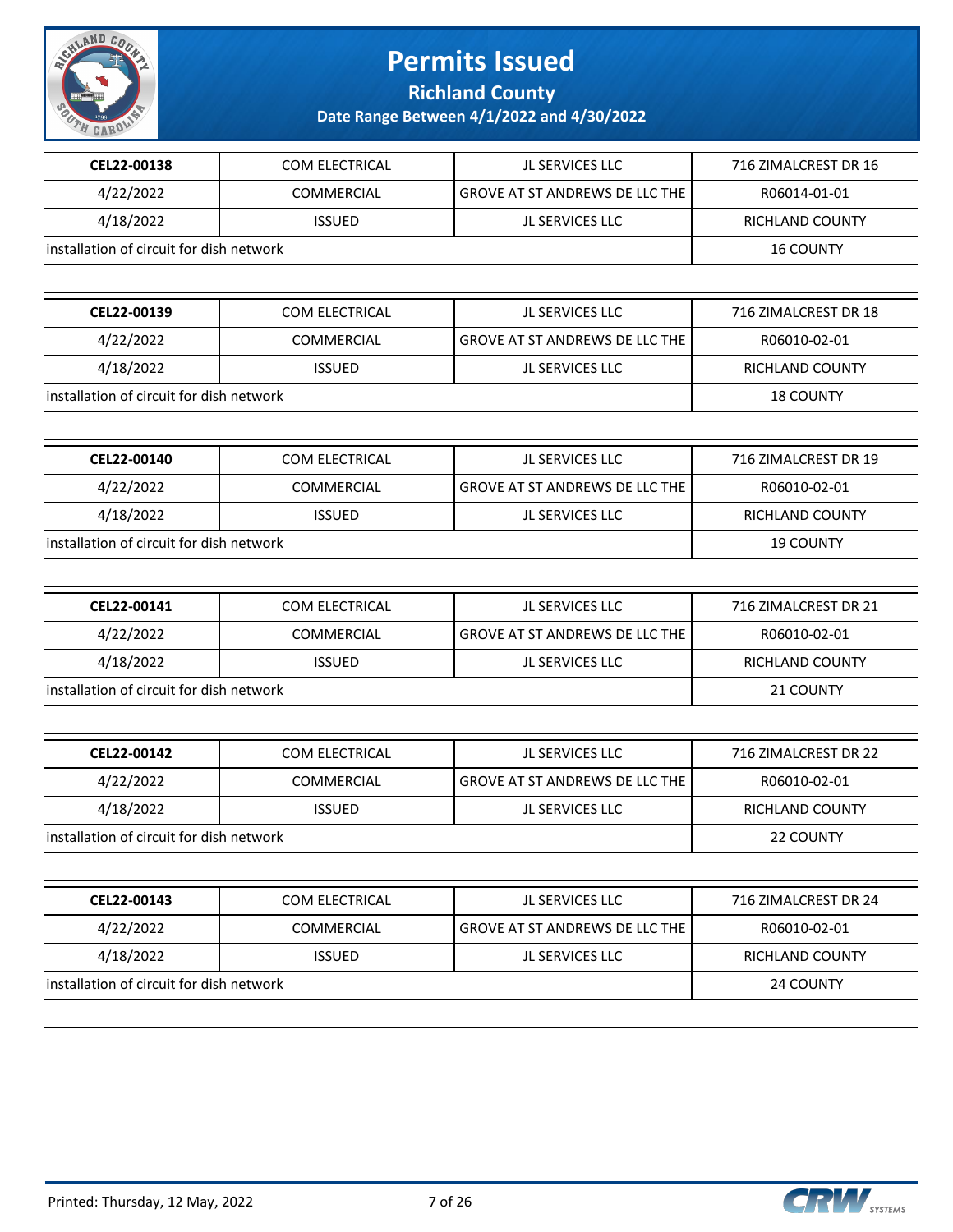# Permits Issued

## Richland County

### Date Range Between 4/1/2022 and 4/30/2022

| | | | |
|---|---|---|---|
| **CEL22-00138** | COM ELECTRICAL | JL SERVICES LLC | 716 ZIMALCREST DR 16 |
| 4/22/2022 | COMMERCIAL | GROVE AT ST ANDREWS DE LLC THE | R06014-01-01 |
| 4/18/2022 | ISSUED | JL SERVICES LLC | RICHLAND COUNTY |
| installation of circuit for dish network | | | 16 COUNTY |

| | | | |
|---|---|---|---|
| **CEL22-00139** | COM ELECTRICAL | JL SERVICES LLC | 716 ZIMALCREST DR 18 |
| 4/22/2022 | COMMERCIAL | GROVE AT ST ANDREWS DE LLC THE | R06010-02-01 |
| 4/18/2022 | ISSUED | JL SERVICES LLC | RICHLAND COUNTY |
| installation of circuit for dish network | | | 18 COUNTY |

| | | | |
|---|---|---|---|
| **CEL22-00140** | COM ELECTRICAL | JL SERVICES LLC | 716 ZIMALCREST DR 19 |
| 4/22/2022 | COMMERCIAL | GROVE AT ST ANDREWS DE LLC THE | R06010-02-01 |
| 4/18/2022 | ISSUED | JL SERVICES LLC | RICHLAND COUNTY |
| installation of circuit for dish network | | | 19 COUNTY |

| | | | |
|---|---|---|---|
| **CEL22-00141** | COM ELECTRICAL | JL SERVICES LLC | 716 ZIMALCREST DR 21 |
| 4/22/2022 | COMMERCIAL | GROVE AT ST ANDREWS DE LLC THE | R06010-02-01 |
| 4/18/2022 | ISSUED | JL SERVICES LLC | RICHLAND COUNTY |
| installation of circuit for dish network | | | 21 COUNTY |

| | | | |
|---|---|---|---|
| **CEL22-00142** | COM ELECTRICAL | JL SERVICES LLC | 716 ZIMALCREST DR 22 |
| 4/22/2022 | COMMERCIAL | GROVE AT ST ANDREWS DE LLC THE | R06010-02-01 |
| 4/18/2022 | ISSUED | JL SERVICES LLC | RICHLAND COUNTY |
| installation of circuit for dish network | | | 22 COUNTY |

| | | | |
|---|---|---|---|
| **CEL22-00143** | COM ELECTRICAL | JL SERVICES LLC | 716 ZIMALCREST DR 24 |
| 4/22/2022 | COMMERCIAL | GROVE AT ST ANDREWS DE LLC THE | R06010-02-01 |
| 4/18/2022 | ISSUED | JL SERVICES LLC | RICHLAND COUNTY |
| installation of circuit for dish network | | | 24 COUNTY |

Printed: Thursday, 12 May, 2022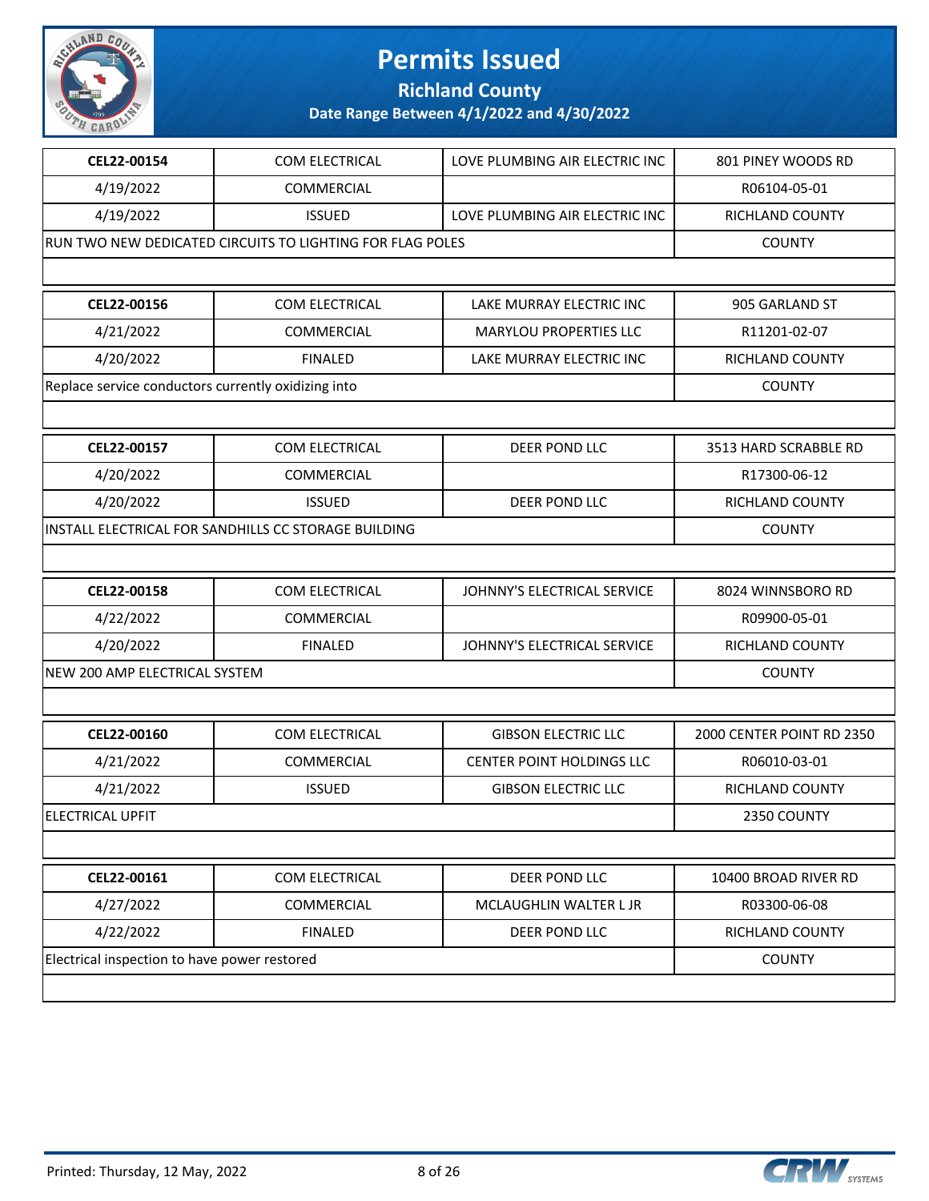# Permits Issued

## Richland County

### Date Range Between 4/1/2022 and 4/30/2022

| | | | |
|---|---|---|---|
| **CEL22-00154** | COM ELECTRICAL | LOVE PLUMBING AIR ELECTRIC INC | 801 PINEY WOODS RD |
| 4/19/2022 | COMMERCIAL | | R06104-05-01 |
| 4/19/2022 | ISSUED | LOVE PLUMBING AIR ELECTRIC INC | RICHLAND COUNTY |
| RUN TWO NEW DEDICATED CIRCUITS TO LIGHTING FOR FLAG POLES | | | COUNTY |

| | | | |
|---|---|---|---|
| **CEL22-00156** | COM ELECTRICAL | LAKE MURRAY ELECTRIC INC | 905 GARLAND ST |
| 4/21/2022 | COMMERCIAL | MARYLOU PROPERTIES LLC | R11201-02-07 |
| 4/20/2022 | FINALED | LAKE MURRAY ELECTRIC INC | RICHLAND COUNTY |
| Replace service conductors currently oxidizing into | | | COUNTY |

| | | | |
|---|---|---|---|
| **CEL22-00157** | COM ELECTRICAL | DEER POND LLC | 3513 HARD SCRABBLE RD |
| 4/20/2022 | COMMERCIAL | | R17300-06-12 |
| 4/20/2022 | ISSUED | DEER POND LLC | RICHLAND COUNTY |
| INSTALL ELECTRICAL FOR SANDHILLS CC STORAGE BUILDING | | | COUNTY |

| | | | |
|---|---|---|---|
| **CEL22-00158** | COM ELECTRICAL | JOHNNY'S ELECTRICAL SERVICE | 8024 WINNSBORO RD |
| 4/22/2022 | COMMERCIAL | | R09900-05-01 |
| 4/20/2022 | FINALED | JOHNNY'S ELECTRICAL SERVICE | RICHLAND COUNTY |
| NEW 200 AMP ELECTRICAL SYSTEM | | | COUNTY |

| | | | |
|---|---|---|---|
| **CEL22-00160** | COM ELECTRICAL | GIBSON ELECTRIC LLC | 2000 CENTER POINT RD 2350 |
| 4/21/2022 | COMMERCIAL | CENTER POINT HOLDINGS LLC | R06010-03-01 |
| 4/21/2022 | ISSUED | GIBSON ELECTRIC LLC | RICHLAND COUNTY |
| ELECTRICAL UPFIT | | | 2350 COUNTY |

| | | | |
|---|---|---|---|
| **CEL22-00161** | COM ELECTRICAL | DEER POND LLC | 10400 BROAD RIVER RD |
| 4/27/2022 | COMMERCIAL | MCLAUGHLIN WALTER L JR | R03300-06-08 |
| 4/22/2022 | FINALED | DEER POND LLC | RICHLAND COUNTY |
| Electrical inspection to have power restored | | | COUNTY |

Printed: Thursday, 12 May, 2022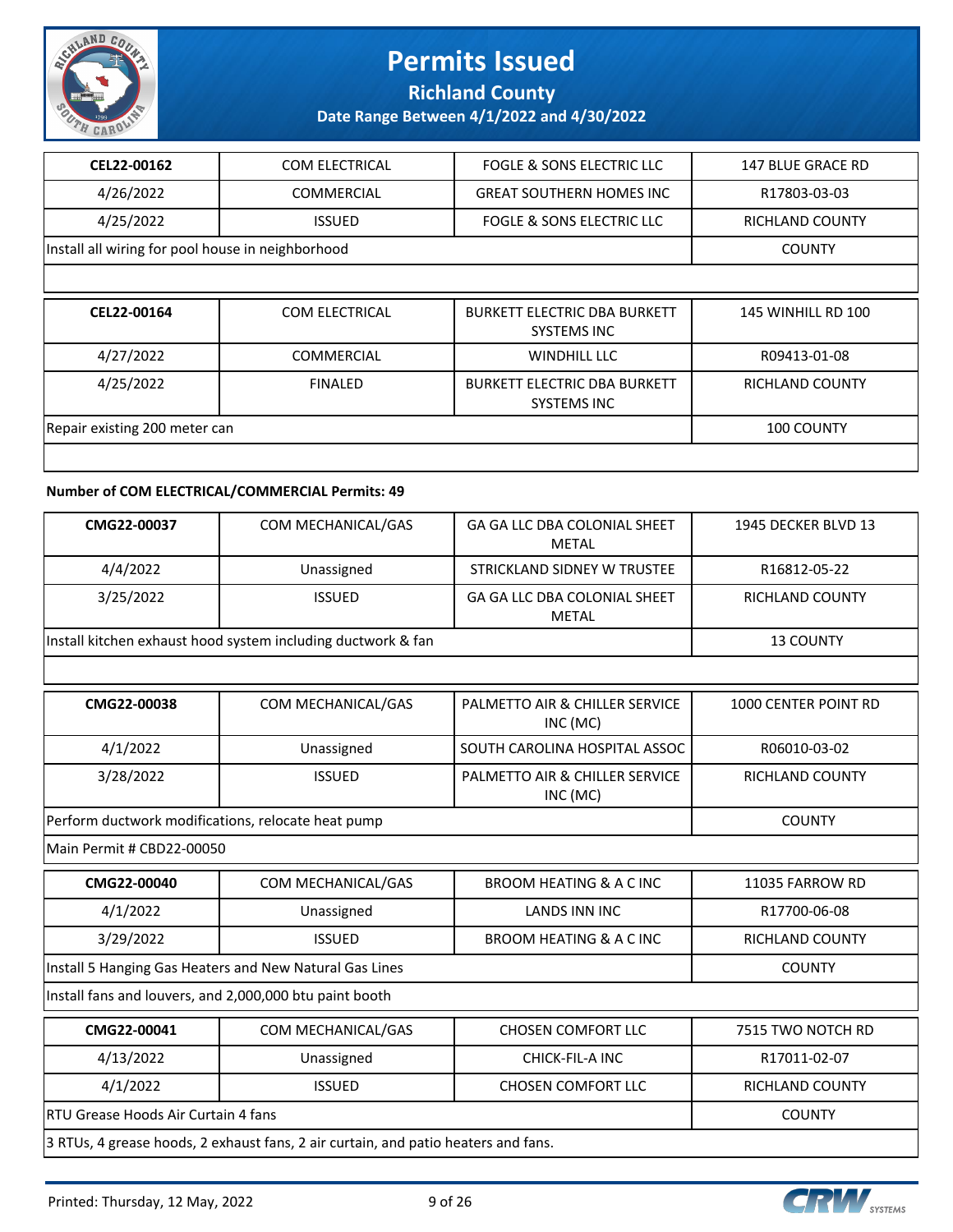# Permits Issued

## Richland County

### Date Range Between 4/1/2022 and 4/30/2022

| CEL22-00162 | COM ELECTRICAL | FOGLE & SONS ELECTRIC LLC | 147 BLUE GRACE RD |
|---|---|---|---|
| 4/26/2022 | COMMERCIAL | GREAT SOUTHERN HOMES INC | R17803-03-03 |
| 4/25/2022 | ISSUED | FOGLE & SONS ELECTRIC LLC | RICHLAND COUNTY |
| Install all wiring for pool house in neighborhood | | | COUNTY |

| CEL22-00164 | COM ELECTRICAL | BURKETT ELECTRIC DBA BURKETT SYSTEMS INC | 145 WINHILL RD 100 |
|---|---|---|---|
| 4/27/2022 | COMMERCIAL | WINDHILL LLC | R09413-01-08 |
| 4/25/2022 | FINALED | BURKETT ELECTRIC DBA BURKETT SYSTEMS INC | RICHLAND COUNTY |
| Repair existing 200 meter can | | | 100 COUNTY |

**Number of COM ELECTRICAL/COMMERCIAL Permits: 49**

| CMG22-00037 | COM MECHANICAL/GAS | GA GA LLC DBA COLONIAL SHEET METAL | 1945 DECKER BLVD 13 |
|---|---|---|---|
| 4/4/2022 | Unassigned | STRICKLAND SIDNEY W TRUSTEE | R16812-05-22 |
| 3/25/2022 | ISSUED | GA GA LLC DBA COLONIAL SHEET METAL | RICHLAND COUNTY |
| Install kitchen exhaust hood system including ductwork & fan | | | 13 COUNTY |

| CMG22-00038 | COM MECHANICAL/GAS | PALMETTO AIR & CHILLER SERVICE INC (MC) | 1000 CENTER POINT RD |
|---|---|---|---|
| 4/1/2022 | Unassigned | SOUTH CAROLINA HOSPITAL ASSOC | R06010-03-02 |
| 3/28/2022 | ISSUED | PALMETTO AIR & CHILLER SERVICE INC (MC) | RICHLAND COUNTY |
| Perform ductwork modifications, relocate heat pump | | | COUNTY |
| Main Permit # CBD22-00050 | | | |

| CMG22-00040 | COM MECHANICAL/GAS | BROOM HEATING & A C INC | 11035 FARROW RD |
|---|---|---|---|
| 4/1/2022 | Unassigned | LANDS INN INC | R17700-06-08 |
| 3/29/2022 | ISSUED | BROOM HEATING & A C INC | RICHLAND COUNTY |
| Install 5 Hanging Gas Heaters and New Natural Gas Lines | | | COUNTY |
| Install fans and louvers, and 2,000,000 btu paint booth | | | |

| CMG22-00041 | COM MECHANICAL/GAS | CHOSEN COMFORT LLC | 7515 TWO NOTCH RD |
|---|---|---|---|
| 4/13/2022 | Unassigned | CHICK-FIL-A INC | R17011-02-07 |
| 4/1/2022 | ISSUED | CHOSEN COMFORT LLC | RICHLAND COUNTY |
| RTU Grease Hoods Air Curtain 4 fans | | | COUNTY |
| 3 RTUs, 4 grease hoods, 2 exhaust fans, 2 air curtain, and patio heaters and fans. | | | |

Printed: Thursday, 12 May, 2022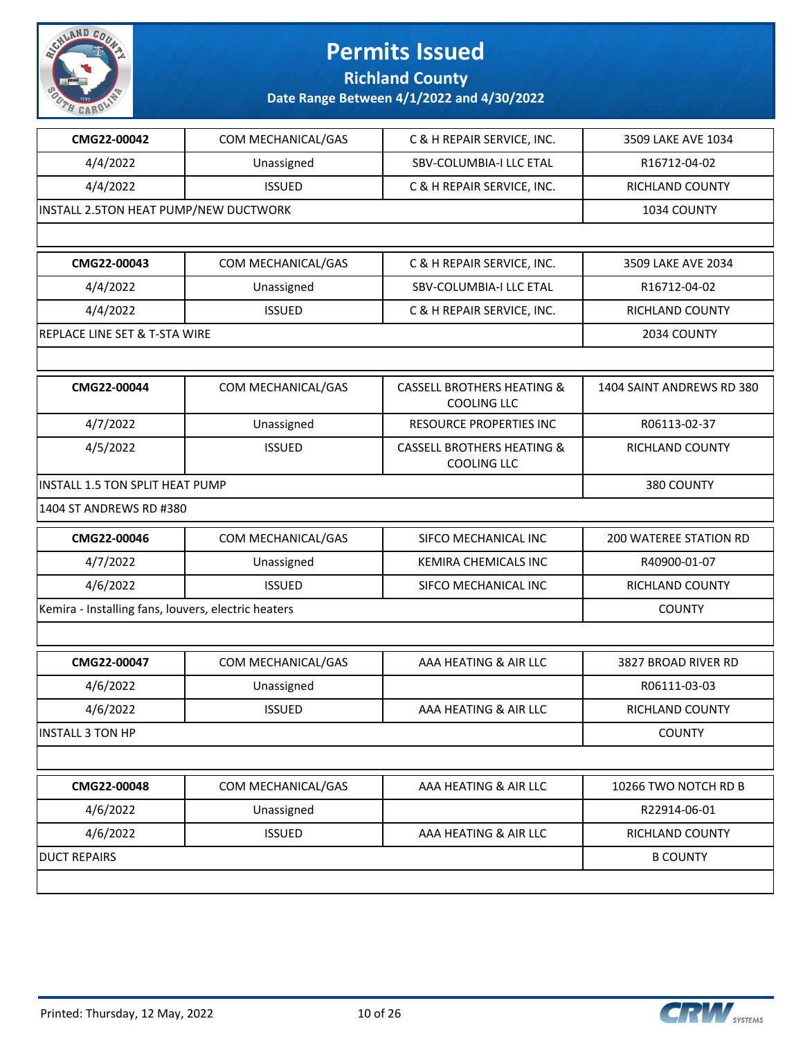# Permits Issued

**Richland County**

**Date Range Between 4/1/2022 and 4/30/2022**

| CMG22-00042 | COM MECHANICAL/GAS | C & H REPAIR SERVICE, INC. | 3509 LAKE AVE 1034 |
|---|---|---|---|
| 4/4/2022 | Unassigned | SBV-COLUMBIA-I LLC ETAL | R16712-04-02 |
| 4/4/2022 | ISSUED | C & H REPAIR SERVICE, INC. | RICHLAND COUNTY |
| INSTALL 2.5TON HEAT PUMP/NEW DUCTWORK | | | 1034 COUNTY |

| CMG22-00043 | COM MECHANICAL/GAS | C & H REPAIR SERVICE, INC. | 3509 LAKE AVE 2034 |
|---|---|---|---|
| 4/4/2022 | Unassigned | SBV-COLUMBIA-I LLC ETAL | R16712-04-02 |
| 4/4/2022 | ISSUED | C & H REPAIR SERVICE, INC. | RICHLAND COUNTY |
| REPLACE LINE SET & T-STA WIRE | | | 2034 COUNTY |

| CMG22-00044 | COM MECHANICAL/GAS | CASSELL BROTHERS HEATING & COOLING LLC | 1404 SAINT ANDREWS RD 380 |
|---|---|---|---|
| 4/7/2022 | Unassigned | RESOURCE PROPERTIES INC | R06113-02-37 |
| 4/5/2022 | ISSUED | CASSELL BROTHERS HEATING & COOLING LLC | RICHLAND COUNTY |
| INSTALL 1.5 TON SPLIT HEAT PUMP | | | 380 COUNTY |
| 1404 ST ANDREWS RD #380 | | | |

| CMG22-00046 | COM MECHANICAL/GAS | SIFCO MECHANICAL INC | 200 WATEREE STATION RD |
|---|---|---|---|
| 4/7/2022 | Unassigned | KEMIRA CHEMICALS INC | R40900-01-07 |
| 4/6/2022 | ISSUED | SIFCO MECHANICAL INC | RICHLAND COUNTY |
| Kemira - Installing fans, louvers, electric heaters | | | COUNTY |

| CMG22-00047 | COM MECHANICAL/GAS | AAA HEATING & AIR LLC | 3827 BROAD RIVER RD |
|---|---|---|---|
| 4/6/2022 | Unassigned | | R06111-03-03 |
| 4/6/2022 | ISSUED | AAA HEATING & AIR LLC | RICHLAND COUNTY |
| INSTALL 3 TON HP | | | COUNTY |

| CMG22-00048 | COM MECHANICAL/GAS | AAA HEATING & AIR LLC | 10266 TWO NOTCH RD B |
|---|---|---|---|
| 4/6/2022 | Unassigned | | R22914-06-01 |
| 4/6/2022 | ISSUED | AAA HEATING & AIR LLC | RICHLAND COUNTY |
| DUCT REPAIRS | | | B COUNTY |

Printed: Thursday, 12 May, 2022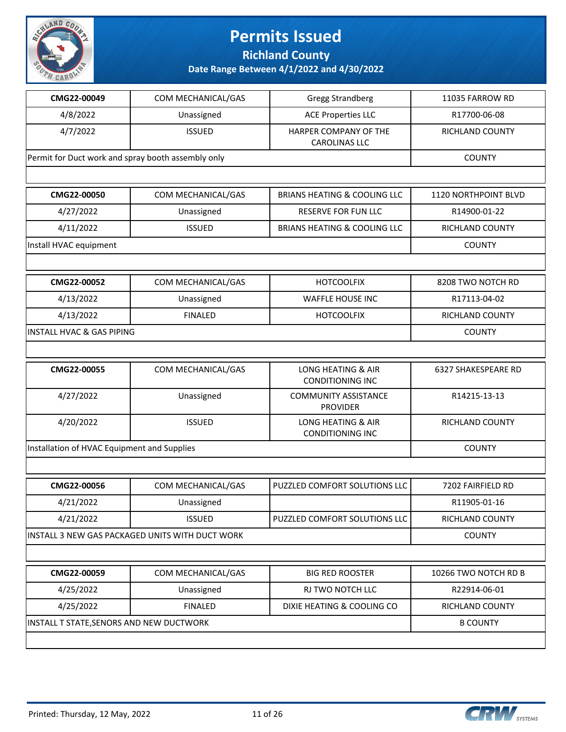# Permits Issued

## Richland County

### Date Range Between 4/1/2022 and 4/30/2022

| | | | |
|---|---|---|---|
| **CMG22-00049** | COM MECHANICAL/GAS | Gregg Strandberg | 11035 FARROW RD |
| 4/8/2022 | Unassigned | ACE Properties LLC | R17700-06-08 |
| 4/7/2022 | ISSUED | HARPER COMPANY OF THE CAROLINAS LLC | RICHLAND COUNTY |
| Permit for Duct work and spray booth assembly only | | | COUNTY |

| | | | |
|---|---|---|---|
| **CMG22-00050** | COM MECHANICAL/GAS | BRIANS HEATING & COOLING LLC | 1120 NORTHPOINT BLVD |
| 4/27/2022 | Unassigned | RESERVE FOR FUN LLC | R14900-01-22 |
| 4/11/2022 | ISSUED | BRIANS HEATING & COOLING LLC | RICHLAND COUNTY |
| Install HVAC equipment | | | COUNTY |

| | | | |
|---|---|---|---|
| **CMG22-00052** | COM MECHANICAL/GAS | HOTCOOLFIX | 8208 TWO NOTCH RD |
| 4/13/2022 | Unassigned | WAFFLE HOUSE INC | R17113-04-02 |
| 4/13/2022 | FINALED | HOTCOOLFIX | RICHLAND COUNTY |
| INSTALL HVAC & GAS PIPING | | | COUNTY |

| | | | |
|---|---|---|---|
| **CMG22-00055** | COM MECHANICAL/GAS | LONG HEATING & AIR CONDITIONING INC | 6327 SHAKESPEARE RD |
| 4/27/2022 | Unassigned | COMMUNITY ASSISTANCE PROVIDER | R14215-13-13 |
| 4/20/2022 | ISSUED | LONG HEATING & AIR CONDITIONING INC | RICHLAND COUNTY |
| Installation of HVAC Equipment and Supplies | | | COUNTY |

| | | | |
|---|---|---|---|
| **CMG22-00056** | COM MECHANICAL/GAS | PUZZLED COMFORT SOLUTIONS LLC | 7202 FAIRFIELD RD |
| 4/21/2022 | Unassigned | | R11905-01-16 |
| 4/21/2022 | ISSUED | PUZZLED COMFORT SOLUTIONS LLC | RICHLAND COUNTY |
| INSTALL 3 NEW GAS PACKAGED UNITS WITH DUCT WORK | | | COUNTY |

| | | | |
|---|---|---|---|
| **CMG22-00059** | COM MECHANICAL/GAS | BIG RED ROOSTER | 10266 TWO NOTCH RD B |
| 4/25/2022 | Unassigned | RJ TWO NOTCH LLC | R22914-06-01 |
| 4/25/2022 | FINALED | DIXIE HEATING & COOLING CO | RICHLAND COUNTY |
| INSTALL T STATE,SENORS AND NEW DUCTWORK | | | B COUNTY |

Printed: Thursday, 12 May, 2022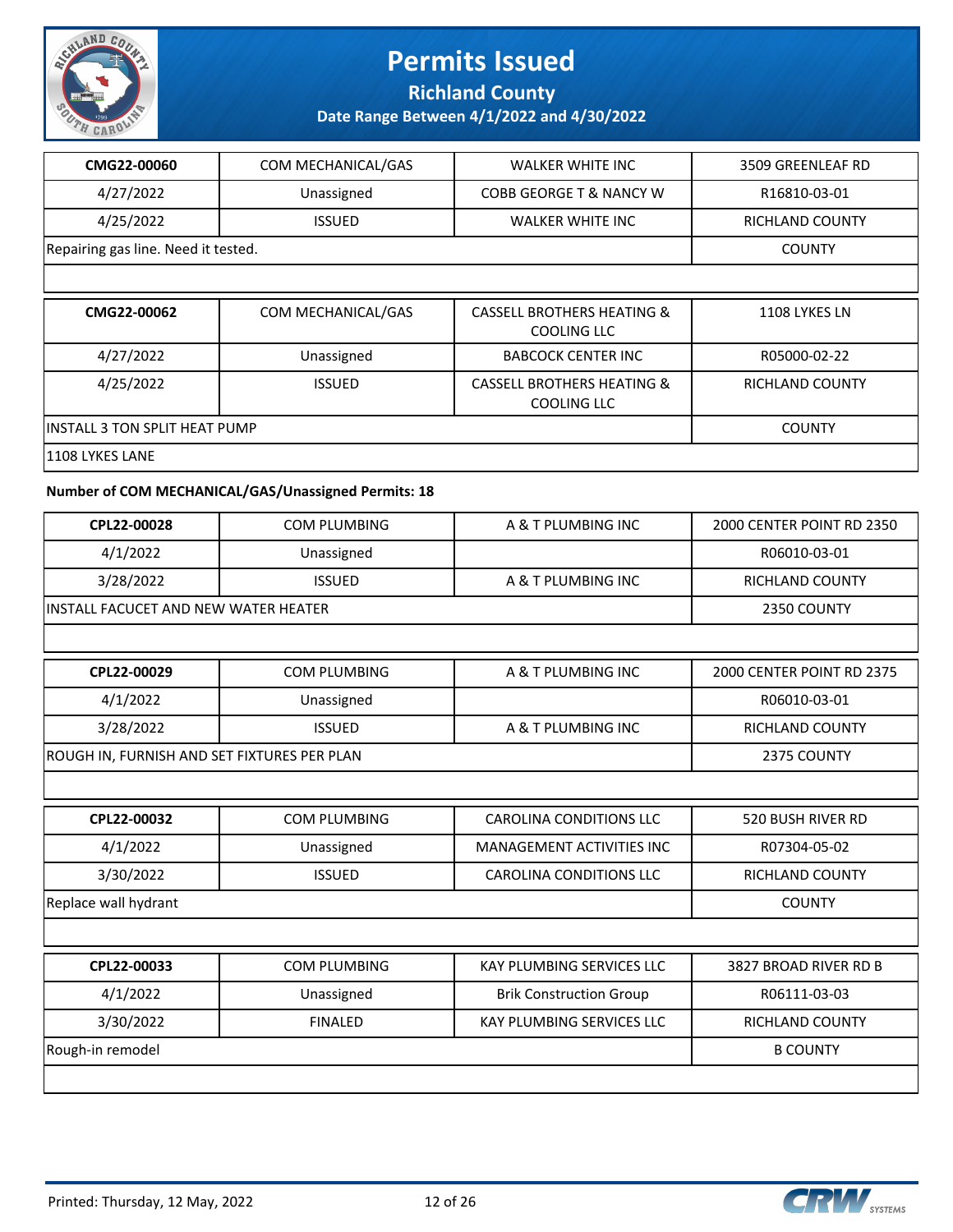# Permits Issued

## Richland County

### Date Range Between 4/1/2022 and 4/30/2022

| CMG22-00060 | COM MECHANICAL/GAS | WALKER WHITE INC | 3509 GREENLEAF RD |
|---|---|---|---|
| 4/27/2022 | Unassigned | COBB GEORGE T & NANCY W | R16810-03-01 |
| 4/25/2022 | ISSUED | WALKER WHITE INC | RICHLAND COUNTY |
| Repairing gas line. Need it tested. | | | COUNTY |

| CMG22-00062 | COM MECHANICAL/GAS | CASSELL BROTHERS HEATING & COOLING LLC | 1108 LYKES LN |
|---|---|---|---|
| 4/27/2022 | Unassigned | BABCOCK CENTER INC | R05000-02-22 |
| 4/25/2022 | ISSUED | CASSELL BROTHERS HEATING & COOLING LLC | RICHLAND COUNTY |
| INSTALL 3 TON SPLIT HEAT PUMP | | | COUNTY |
| 1108 LYKES LANE | | | |

**Number of COM MECHANICAL/GAS/Unassigned Permits: 18**

| CPL22-00028 | COM PLUMBING | A & T PLUMBING INC | 2000 CENTER POINT RD 2350 |
|---|---|---|---|
| 4/1/2022 | Unassigned | | R06010-03-01 |
| 3/28/2022 | ISSUED | A & T PLUMBING INC | RICHLAND COUNTY |
| INSTALL FACUCET AND NEW WATER HEATER | | | 2350 COUNTY |

| CPL22-00029 | COM PLUMBING | A & T PLUMBING INC | 2000 CENTER POINT RD 2375 |
|---|---|---|---|
| 4/1/2022 | Unassigned | | R06010-03-01 |
| 3/28/2022 | ISSUED | A & T PLUMBING INC | RICHLAND COUNTY |
| ROUGH IN, FURNISH AND SET FIXTURES PER PLAN | | | 2375 COUNTY |

| CPL22-00032 | COM PLUMBING | CAROLINA CONDITIONS LLC | 520 BUSH RIVER RD |
|---|---|---|---|
| 4/1/2022 | Unassigned | MANAGEMENT ACTIVITIES INC | R07304-05-02 |
| 3/30/2022 | ISSUED | CAROLINA CONDITIONS LLC | RICHLAND COUNTY |
| Replace wall hydrant | | | COUNTY |

| CPL22-00033 | COM PLUMBING | KAY PLUMBING SERVICES LLC | 3827 BROAD RIVER RD B |
|---|---|---|---|
| 4/1/2022 | Unassigned | Brik Construction Group | R06111-03-03 |
| 3/30/2022 | FINALED | KAY PLUMBING SERVICES LLC | RICHLAND COUNTY |
| Rough-in remodel | | | B COUNTY |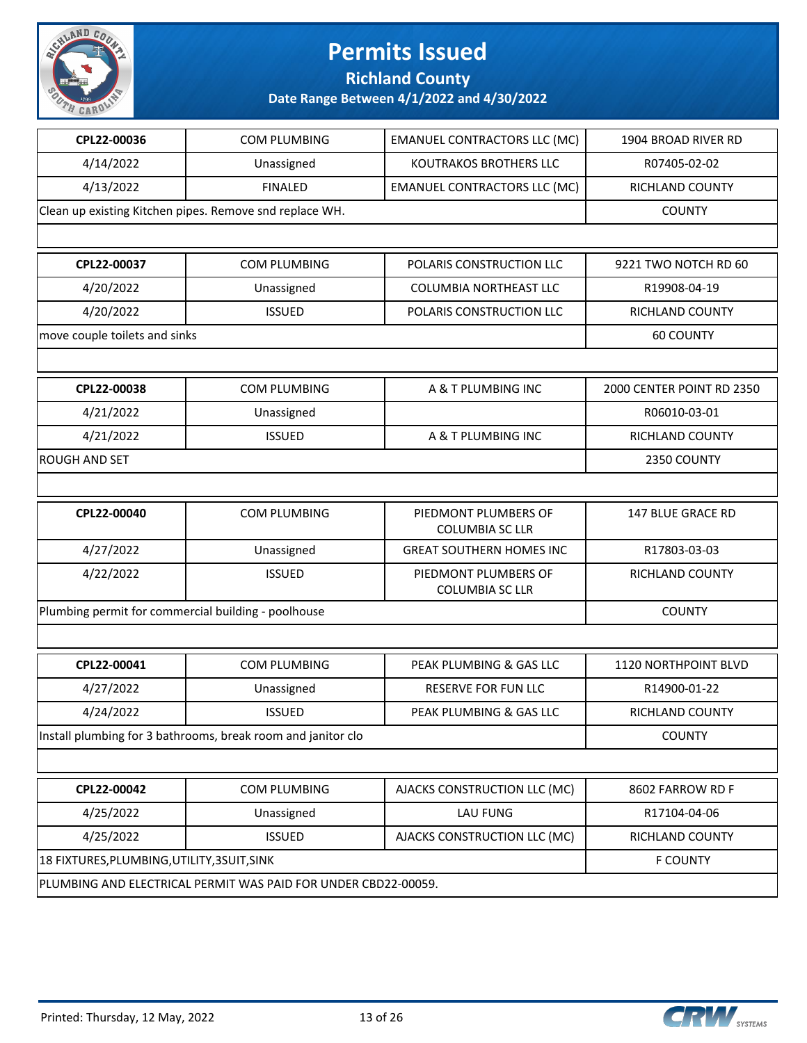# Permits Issued

## Richland County

### Date Range Between 4/1/2022 and 4/30/2022

| CPL22-00036 | COM PLUMBING | EMANUEL CONTRACTORS LLC (MC) | 1904 BROAD RIVER RD |
|---|---|---|---|
| 4/14/2022 | Unassigned | KOUTRAKOS BROTHERS LLC | R07405-02-02 |
| 4/13/2022 | FINALED | EMANUEL CONTRACTORS LLC (MC) | RICHLAND COUNTY |
| Clean up existing Kitchen pipes. Remove snd replace WH. | | | COUNTY |

| CPL22-00037 | COM PLUMBING | POLARIS CONSTRUCTION LLC | 9221 TWO NOTCH RD 60 |
|---|---|---|---|
| 4/20/2022 | Unassigned | COLUMBIA NORTHEAST LLC | R19908-04-19 |
| 4/20/2022 | ISSUED | POLARIS CONSTRUCTION LLC | RICHLAND COUNTY |
| move couple toilets and sinks | | | 60 COUNTY |

| CPL22-00038 | COM PLUMBING | A & T PLUMBING INC | 2000 CENTER POINT RD 2350 |
|---|---|---|---|
| 4/21/2022 | Unassigned | | R06010-03-01 |
| 4/21/2022 | ISSUED | A & T PLUMBING INC | RICHLAND COUNTY |
| ROUGH AND SET | | | 2350 COUNTY |

| CPL22-00040 | COM PLUMBING | PIEDMONT PLUMBERS OF COLUMBIA SC LLR | 147 BLUE GRACE RD |
|---|---|---|---|
| 4/27/2022 | Unassigned | GREAT SOUTHERN HOMES INC | R17803-03-03 |
| 4/22/2022 | ISSUED | PIEDMONT PLUMBERS OF COLUMBIA SC LLR | RICHLAND COUNTY |
| Plumbing permit for commercial building - poolhouse | | | COUNTY |

| CPL22-00041 | COM PLUMBING | PEAK PLUMBING & GAS LLC | 1120 NORTHPOINT BLVD |
|---|---|---|---|
| 4/27/2022 | Unassigned | RESERVE FOR FUN LLC | R14900-01-22 |
| 4/24/2022 | ISSUED | PEAK PLUMBING & GAS LLC | RICHLAND COUNTY |
| Install plumbing for 3 bathrooms, break room and janitor clo | | | COUNTY |

| CPL22-00042 | COM PLUMBING | AJACKS CONSTRUCTION LLC (MC) | 8602 FARROW RD F |
|---|---|---|---|
| 4/25/2022 | Unassigned | LAU FUNG | R17104-04-06 |
| 4/25/2022 | ISSUED | AJACKS CONSTRUCTION LLC (MC) | RICHLAND COUNTY |
| 18 FIXTURES,PLUMBING,UTILITY,3SUIT,SINK | | | F COUNTY |
| PLUMBING AND ELECTRICAL PERMIT WAS PAID FOR UNDER CBD22-00059. | | | |

Printed: Thursday, 12 May, 2022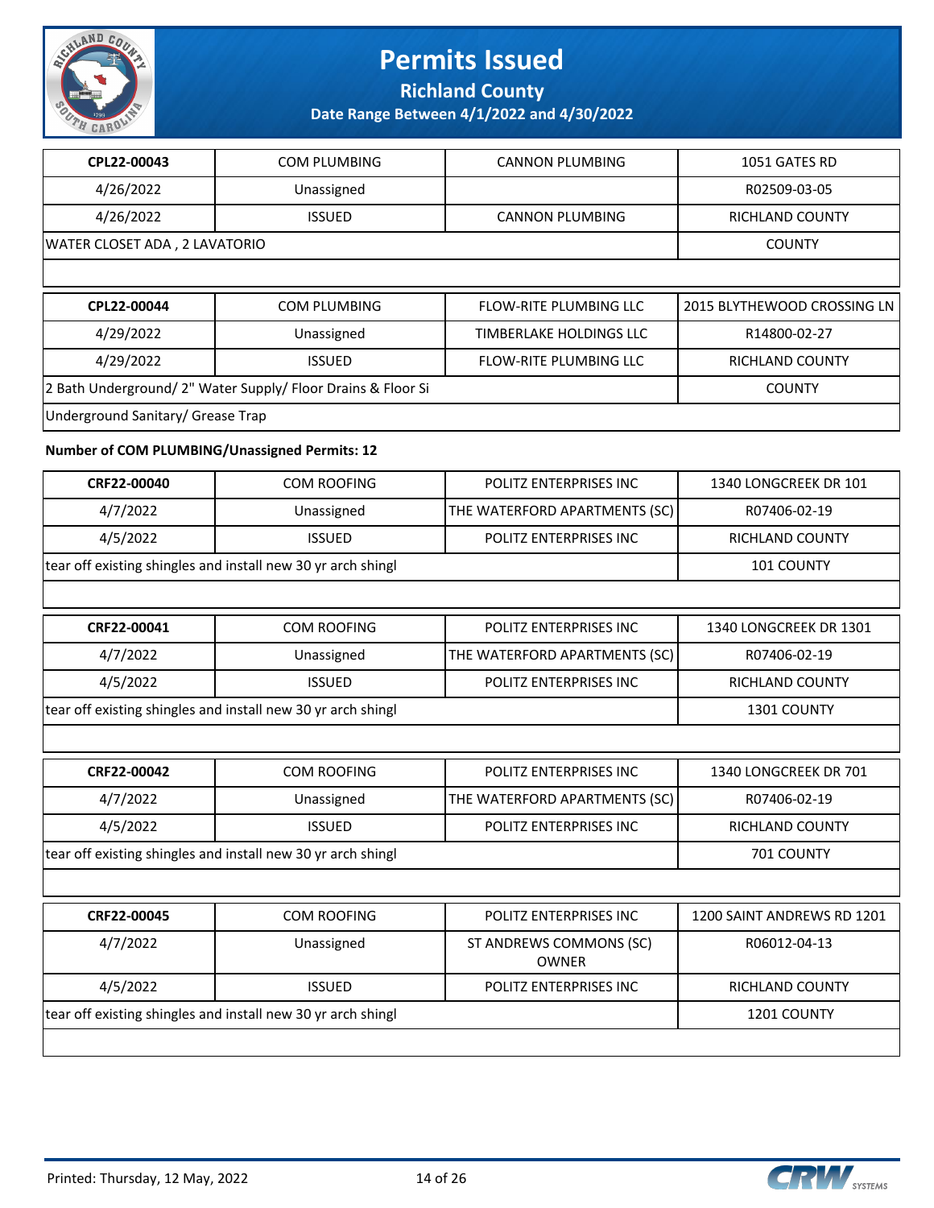# Permits Issued

## Richland County

### Date Range Between 4/1/2022 and 4/30/2022

| CPL22-00043 | COM PLUMBING | CANNON PLUMBING | 1051 GATES RD |
|---|---|---|---|
| 4/26/2022 | Unassigned | | R02509-03-05 |
| 4/26/2022 | ISSUED | CANNON PLUMBING | RICHLAND COUNTY |
| WATER CLOSET ADA , 2 LAVATORIO | | | COUNTY |

| CPL22-00044 | COM PLUMBING | FLOW-RITE PLUMBING LLC | 2015 BLYTHEWOOD CROSSING LN |
|---|---|---|---|
| 4/29/2022 | Unassigned | TIMBERLAKE HOLDINGS LLC | R14800-02-27 |
| 4/29/2022 | ISSUED | FLOW-RITE PLUMBING LLC | RICHLAND COUNTY |
| 2 Bath Underground/ 2" Water Supply/ Floor Drains & Floor Si | | | COUNTY |
| Underground Sanitary/ Grease Trap | | | |

**Number of COM PLUMBING/Unassigned Permits: 12**

| CRF22-00040 | COM ROOFING | POLITZ ENTERPRISES INC | 1340 LONGCREEK DR 101 |
|---|---|---|---|
| 4/7/2022 | Unassigned | THE WATERFORD APARTMENTS (SC) | R07406-02-19 |
| 4/5/2022 | ISSUED | POLITZ ENTERPRISES INC | RICHLAND COUNTY |
| tear off existing shingles and install new 30 yr arch shingl | | | 101 COUNTY |

| CRF22-00041 | COM ROOFING | POLITZ ENTERPRISES INC | 1340 LONGCREEK DR 1301 |
|---|---|---|---|
| 4/7/2022 | Unassigned | THE WATERFORD APARTMENTS (SC) | R07406-02-19 |
| 4/5/2022 | ISSUED | POLITZ ENTERPRISES INC | RICHLAND COUNTY |
| tear off existing shingles and install new 30 yr arch shingl | | | 1301 COUNTY |

| CRF22-00042 | COM ROOFING | POLITZ ENTERPRISES INC | 1340 LONGCREEK DR 701 |
|---|---|---|---|
| 4/7/2022 | Unassigned | THE WATERFORD APARTMENTS (SC) | R07406-02-19 |
| 4/5/2022 | ISSUED | POLITZ ENTERPRISES INC | RICHLAND COUNTY |
| tear off existing shingles and install new 30 yr arch shingl | | | 701 COUNTY |

| CRF22-00045 | COM ROOFING | POLITZ ENTERPRISES INC | 1200 SAINT ANDREWS RD 1201 |
|---|---|---|---|
| 4/7/2022 | Unassigned | ST ANDREWS COMMONS (SC) OWNER | R06012-04-13 |
| 4/5/2022 | ISSUED | POLITZ ENTERPRISES INC | RICHLAND COUNTY |
| tear off existing shingles and install new 30 yr arch shingl | | | 1201 COUNTY |

Printed: Thursday, 12 May, 2022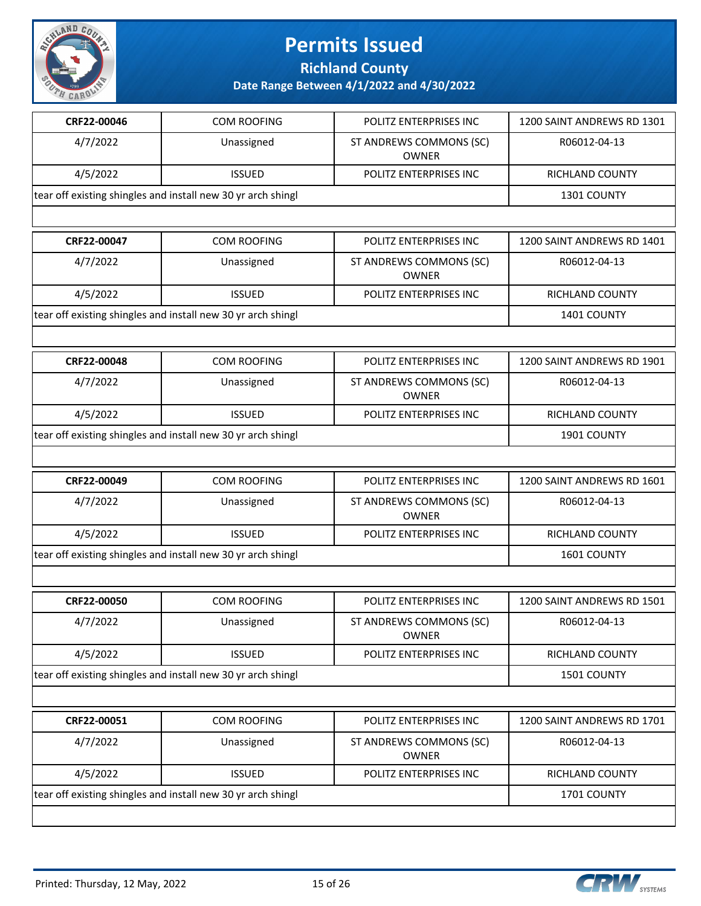# Permits Issued

## Richland County

### Date Range Between 4/1/2022 and 4/30/2022

| CRF22-00046 | COM ROOFING | POLITZ ENTERPRISES INC | 1200 SAINT ANDREWS RD 1301 |
|---|---|---|---|
| 4/7/2022 | Unassigned | ST ANDREWS COMMONS (SC) OWNER | R06012-04-13 |
| 4/5/2022 | ISSUED | POLITZ ENTERPRISES INC | RICHLAND COUNTY |
| tear off existing shingles and install new 30 yr arch shingl | | | 1301 COUNTY |

| CRF22-00047 | COM ROOFING | POLITZ ENTERPRISES INC | 1200 SAINT ANDREWS RD 1401 |
|---|---|---|---|
| 4/7/2022 | Unassigned | ST ANDREWS COMMONS (SC) OWNER | R06012-04-13 |
| 4/5/2022 | ISSUED | POLITZ ENTERPRISES INC | RICHLAND COUNTY |
| tear off existing shingles and install new 30 yr arch shingl | | | 1401 COUNTY |

| CRF22-00048 | COM ROOFING | POLITZ ENTERPRISES INC | 1200 SAINT ANDREWS RD 1901 |
|---|---|---|---|
| 4/7/2022 | Unassigned | ST ANDREWS COMMONS (SC) OWNER | R06012-04-13 |
| 4/5/2022 | ISSUED | POLITZ ENTERPRISES INC | RICHLAND COUNTY |
| tear off existing shingles and install new 30 yr arch shingl | | | 1901 COUNTY |

| CRF22-00049 | COM ROOFING | POLITZ ENTERPRISES INC | 1200 SAINT ANDREWS RD 1601 |
|---|---|---|---|
| 4/7/2022 | Unassigned | ST ANDREWS COMMONS (SC) OWNER | R06012-04-13 |
| 4/5/2022 | ISSUED | POLITZ ENTERPRISES INC | RICHLAND COUNTY |
| tear off existing shingles and install new 30 yr arch shingl | | | 1601 COUNTY |

| CRF22-00050 | COM ROOFING | POLITZ ENTERPRISES INC | 1200 SAINT ANDREWS RD 1501 |
|---|---|---|---|
| 4/7/2022 | Unassigned | ST ANDREWS COMMONS (SC) OWNER | R06012-04-13 |
| 4/5/2022 | ISSUED | POLITZ ENTERPRISES INC | RICHLAND COUNTY |
| tear off existing shingles and install new 30 yr arch shingl | | | 1501 COUNTY |

| CRF22-00051 | COM ROOFING | POLITZ ENTERPRISES INC | 1200 SAINT ANDREWS RD 1701 |
|---|---|---|---|
| 4/7/2022 | Unassigned | ST ANDREWS COMMONS (SC) OWNER | R06012-04-13 |
| 4/5/2022 | ISSUED | POLITZ ENTERPRISES INC | RICHLAND COUNTY |
| tear off existing shingles and install new 30 yr arch shingl | | | 1701 COUNTY |

Printed: Thursday, 12 May, 2022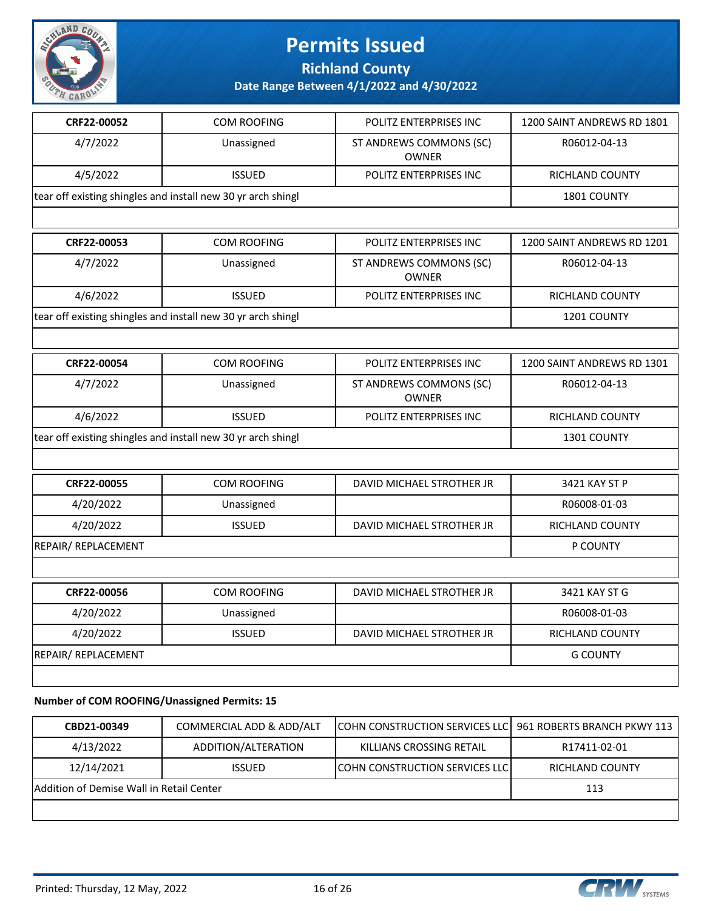# Permits Issued

**Richland County**

**Date Range Between 4/1/2022 and 4/30/2022**

| **CRF22-00052** | COM ROOFING | POLITZ ENTERPRISES INC | 1200 SAINT ANDREWS RD 1801 |
|---|---|---|---|
| 4/7/2022 | Unassigned | ST ANDREWS COMMONS (SC) OWNER | R06012-04-13 |
| 4/5/2022 | ISSUED | POLITZ ENTERPRISES INC | RICHLAND COUNTY |
| tear off existing shingles and install new 30 yr arch shingl | | | 1801 COUNTY |

| **CRF22-00053** | COM ROOFING | POLITZ ENTERPRISES INC | 1200 SAINT ANDREWS RD 1201 |
|---|---|---|---|
| 4/7/2022 | Unassigned | ST ANDREWS COMMONS (SC) OWNER | R06012-04-13 |
| 4/6/2022 | ISSUED | POLITZ ENTERPRISES INC | RICHLAND COUNTY |
| tear off existing shingles and install new 30 yr arch shingl | | | 1201 COUNTY |

| **CRF22-00054** | COM ROOFING | POLITZ ENTERPRISES INC | 1200 SAINT ANDREWS RD 1301 |
|---|---|---|---|
| 4/7/2022 | Unassigned | ST ANDREWS COMMONS (SC) OWNER | R06012-04-13 |
| 4/6/2022 | ISSUED | POLITZ ENTERPRISES INC | RICHLAND COUNTY |
| tear off existing shingles and install new 30 yr arch shingl | | | 1301 COUNTY |

| **CRF22-00055** | COM ROOFING | DAVID MICHAEL STROTHER JR | 3421 KAY ST P |
|---|---|---|---|
| 4/20/2022 | Unassigned | | R06008-01-03 |
| 4/20/2022 | ISSUED | DAVID MICHAEL STROTHER JR | RICHLAND COUNTY |
| REPAIR/ REPLACEMENT | | | P COUNTY |

| **CRF22-00056** | COM ROOFING | DAVID MICHAEL STROTHER JR | 3421 KAY ST G |
|---|---|---|---|
| 4/20/2022 | Unassigned | | R06008-01-03 |
| 4/20/2022 | ISSUED | DAVID MICHAEL STROTHER JR | RICHLAND COUNTY |
| REPAIR/ REPLACEMENT | | | G COUNTY |

**Number of COM ROOFING/Unassigned Permits: 15**

| **CBD21-00349** | COMMERCIAL ADD & ADD/ALT | COHN CONSTRUCTION SERVICES LLC | 961 ROBERTS BRANCH PKWY 113 |
|---|---|---|---|
| 4/13/2022 | ADDITION/ALTERATION | KILLIANS CROSSING RETAIL | R17411-02-01 |
| 12/14/2021 | ISSUED | COHN CONSTRUCTION SERVICES LLC | RICHLAND COUNTY |
| Addition of Demise Wall in Retail Center | | | 113 |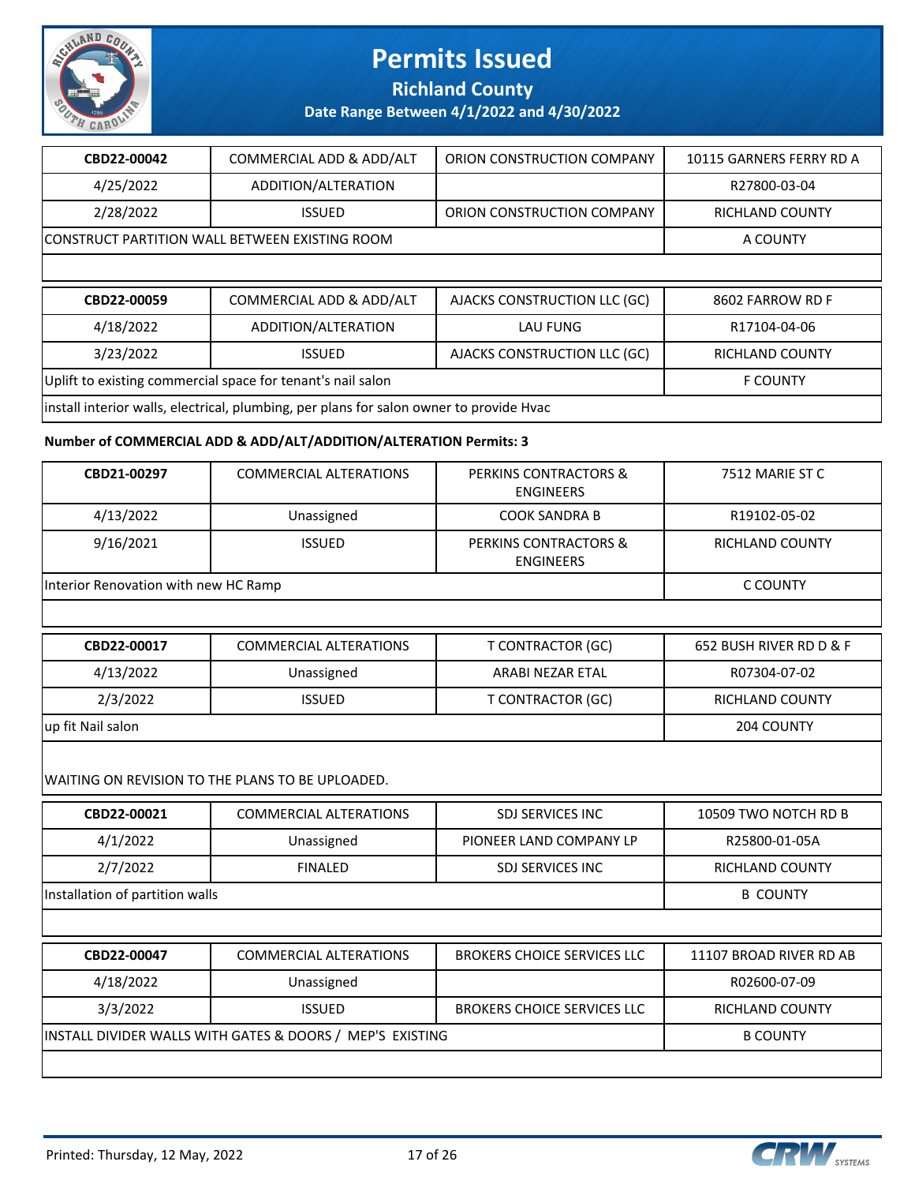| CBD22-00042 | COMMERCIAL ADD & ADD/ALT | ORION CONSTRUCTION COMPANY | 10115 GARNERS FERRY RD A |
|---|---|---|---|
| 4/25/2022 | ADDITION/ALTERATION | | R27800-03-04 |
| 2/28/2022 | ISSUED | ORION CONSTRUCTION COMPANY | RICHLAND COUNTY |
| CONSTRUCT PARTITION WALL BETWEEN EXISTING ROOM | | | A COUNTY |
| | | | |

| CBD22-00059 | COMMERCIAL ADD & ADD/ALT | AJACKS CONSTRUCTION LLC (GC) | 8602 FARROW RD F |
|---|---|---|---|
| 4/18/2022 | ADDITION/ALTERATION | LAU FUNG | R17104-04-06 |
| 3/23/2022 | ISSUED | AJACKS CONSTRUCTION LLC (GC) | RICHLAND COUNTY |
| Uplift to existing commercial space for tenant's nail salon | | | F COUNTY |
| install interior walls, electrical, plumbing, per plans for salon owner to provide Hvac | | | |

**Number of COMMERCIAL ADD & ADD/ALT/ADDITION/ALTERATION Permits: 3**

| CBD21-00297 | COMMERCIAL ALTERATIONS | PERKINS CONTRACTORS & ENGINEERS | 7512 MARIE ST C |
|---|---|---|---|
| 4/13/2022 | Unassigned | COOK SANDRA B | R19102-05-02 |
| 9/16/2021 | ISSUED | PERKINS CONTRACTORS & ENGINEERS | RICHLAND COUNTY |
| Interior Renovation with new HC Ramp | | | C COUNTY |
| | | | |

| CBD22-00017 | COMMERCIAL ALTERATIONS | T CONTRACTOR (GC) | 652 BUSH RIVER RD D & F |
|---|---|---|---|
| 4/13/2022 | Unassigned | ARABI NEZAR ETAL | R07304-07-02 |
| 2/3/2022 | ISSUED | T CONTRACTOR (GC) | RICHLAND COUNTY |
| up fit Nail salon | | | 204 COUNTY |
| WAITING ON REVISION TO THE PLANS TO BE UPLOADED. | | | |

| CBD22-00021 | COMMERCIAL ALTERATIONS | SDJ SERVICES INC | 10509 TWO NOTCH RD B |
|---|---|---|---|
| 4/1/2022 | Unassigned | PIONEER LAND COMPANY LP | R25800-01-05A |
| 2/7/2022 | FINALED | SDJ SERVICES INC | RICHLAND COUNTY |
| Installation of partition walls | | | B COUNTY |
| | | | |

| CBD22-00047 | COMMERCIAL ALTERATIONS | BROKERS CHOICE SERVICES LLC | 11107 BROAD RIVER RD AB |
|---|---|---|---|
| 4/18/2022 | Unassigned | | R02600-07-09 |
| 3/3/2022 | ISSUED | BROKERS CHOICE SERVICES LLC | RICHLAND COUNTY |
| INSTALL DIVIDER WALLS WITH GATES & DOORS / MEP'S EXISTING | | | B COUNTY |
| | | | |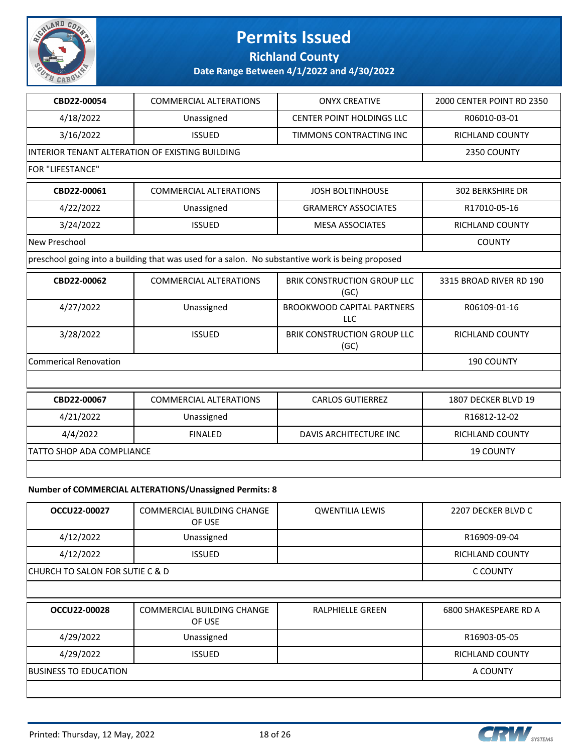| CBD22-00054 | COMMERCIAL ALTERATIONS | ONYX CREATIVE | 2000 CENTER POINT RD 2350 |
|---|---|---|---|
| 4/18/2022 | Unassigned | CENTER POINT HOLDINGS LLC | R06010-03-01 |
| 3/16/2022 | ISSUED | TIMMONS CONTRACTING INC | RICHLAND COUNTY |
| INTERIOR TENANT ALTERATION OF EXISTING BUILDING | | | 2350 COUNTY |
| FOR "LIFESTANCE" | | | |

| CBD22-00061 | COMMERCIAL ALTERATIONS | JOSH BOLTINHOUSE | 302 BERKSHIRE DR |
|---|---|---|---|
| 4/22/2022 | Unassigned | GRAMERCY ASSOCIATES | R17010-05-16 |
| 3/24/2022 | ISSUED | MESA ASSOCIATES | RICHLAND COUNTY |
| New Preschool | | | COUNTY |
| preschool going into a building that was used for a salon. No substantive work is being proposed | | | |

| CBD22-00062 | COMMERCIAL ALTERATIONS | BRIK CONSTRUCTION GROUP LLC (GC) | 3315 BROAD RIVER RD 190 |
|---|---|---|---|
| 4/27/2022 | Unassigned | BROOKWOOD CAPITAL PARTNERS LLC | R06109-01-16 |
| 3/28/2022 | ISSUED | BRIK CONSTRUCTION GROUP LLC (GC) | RICHLAND COUNTY |
| Commerical Renovation | | | 190 COUNTY |

| CBD22-00067 | COMMERCIAL ALTERATIONS | CARLOS GUTIERREZ | 1807 DECKER BLVD 19 |
|---|---|---|---|
| 4/21/2022 | Unassigned | | R16812-12-02 |
| 4/4/2022 | FINALED | DAVIS ARCHITECTURE INC | RICHLAND COUNTY |
| TATTO SHOP ADA COMPLIANCE | | | 19 COUNTY |

**Number of COMMERCIAL ALTERATIONS/Unassigned Permits: 8**

| OCCU22-00027 | COMMERCIAL BUILDING CHANGE OF USE | QWENTILIA LEWIS | 2207 DECKER BLVD C |
|---|---|---|---|
| 4/12/2022 | Unassigned | | R16909-09-04 |
| 4/12/2022 | ISSUED | | RICHLAND COUNTY |
| CHURCH TO SALON FOR SUTIE C & D | | | C COUNTY |

| OCCU22-00028 | COMMERCIAL BUILDING CHANGE OF USE | RALPHIELLE GREEN | 6800 SHAKESPEARE RD A |
|---|---|---|---|
| 4/29/2022 | Unassigned | | R16903-05-05 |
| 4/29/2022 | ISSUED | | RICHLAND COUNTY |
| BUSINESS TO EDUCATION | | | A COUNTY |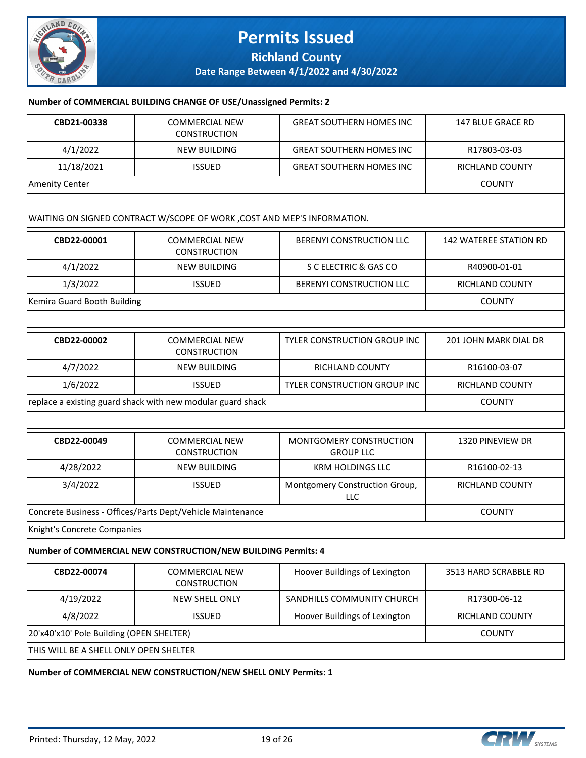**Number of COMMERCIAL BUILDING CHANGE OF USE/Unassigned Permits: 2**

| CBD21-00338 | COMMERCIAL NEW CONSTRUCTION | GREAT SOUTHERN HOMES INC | 147 BLUE GRACE RD |
|---|---|---|---|
| 4/1/2022 | NEW BUILDING | GREAT SOUTHERN HOMES INC | R17803-03-03 |
| 11/18/2021 | ISSUED | GREAT SOUTHERN HOMES INC | RICHLAND COUNTY |
| Amenity Center | | | COUNTY |
| WAITING ON SIGNED CONTRACT W/SCOPE OF WORK ,COST AND MEP'S INFORMATION. | | | |

| CBD22-00001 | COMMERCIAL NEW CONSTRUCTION | BERENYI CONSTRUCTION LLC | 142 WATEREE STATION RD |
|---|---|---|---|
| 4/1/2022 | NEW BUILDING | S C ELECTRIC & GAS CO | R40900-01-01 |
| 1/3/2022 | ISSUED | BERENYI CONSTRUCTION LLC | RICHLAND COUNTY |
| Kemira Guard Booth Building | | | COUNTY |

| CBD22-00002 | COMMERCIAL NEW CONSTRUCTION | TYLER CONSTRUCTION GROUP INC | 201 JOHN MARK DIAL DR |
|---|---|---|---|
| 4/7/2022 | NEW BUILDING | RICHLAND COUNTY | R16100-03-07 |
| 1/6/2022 | ISSUED | TYLER CONSTRUCTION GROUP INC | RICHLAND COUNTY |
| replace a existing guard shack with new modular guard shack | | | COUNTY |

| CBD22-00049 | COMMERCIAL NEW CONSTRUCTION | MONTGOMERY CONSTRUCTION GROUP LLC | 1320 PINEVIEW DR |
|---|---|---|---|
| 4/28/2022 | NEW BUILDING | KRM HOLDINGS LLC | R16100-02-13 |
| 3/4/2022 | ISSUED | Montgomery Construction Group, LLC | RICHLAND COUNTY |
| Concrete Business - Offices/Parts Dept/Vehicle Maintenance | | | COUNTY |
| Knight's Concrete Companies | | | |

**Number of COMMERCIAL NEW CONSTRUCTION/NEW BUILDING Permits: 4**

| CBD22-00074 | COMMERCIAL NEW CONSTRUCTION | Hoover Buildings of Lexington | 3513 HARD SCRABBLE RD |
|---|---|---|---|
| 4/19/2022 | NEW SHELL ONLY | SANDHILLS COMMUNITY CHURCH | R17300-06-12 |
| 4/8/2022 | ISSUED | Hoover Buildings of Lexington | RICHLAND COUNTY |
| 20'x40'x10' Pole Building (OPEN SHELTER) | | | COUNTY |
| THIS WILL BE A SHELL ONLY OPEN SHELTER | | | |

**Number of COMMERCIAL NEW CONSTRUCTION/NEW SHELL ONLY Permits: 1**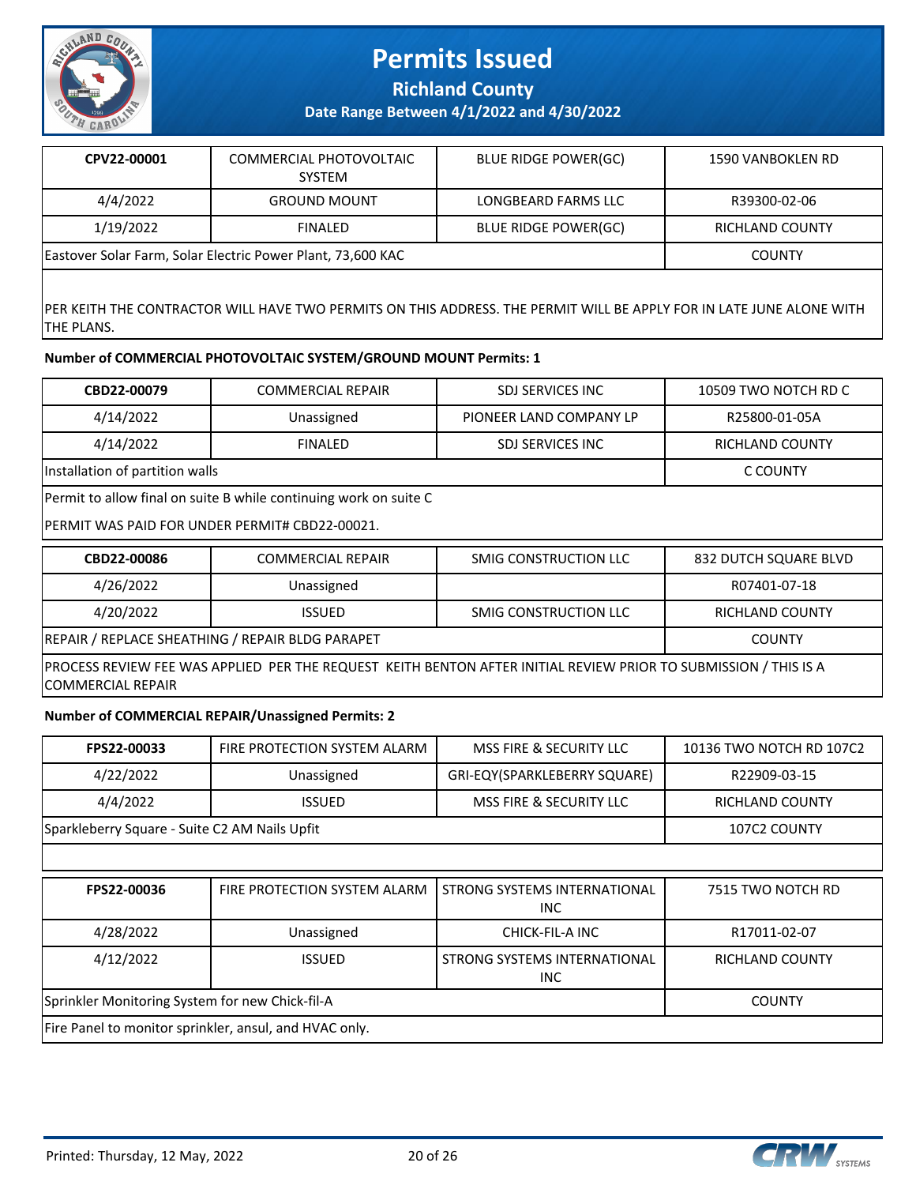| CPV22-00001 | COMMERCIAL PHOTOVOLTAIC SYSTEM | BLUE RIDGE POWER(GC) | 1590 VANBOKLEN RD |
|---|---|---|---|
| 4/4/2022 | GROUND MOUNT | LONGBEARD FARMS LLC | R39300-02-06 |
| 1/19/2022 | FINALED | BLUE RIDGE POWER(GC) | RICHLAND COUNTY |
| Eastover Solar Farm, Solar Electric Power Plant, 73,600 KAC | | | COUNTY |

PER KEITH THE CONTRACTOR WILL HAVE TWO PERMITS ON THIS ADDRESS. THE PERMIT WILL BE APPLY FOR IN LATE JUNE ALONE WITH THE PLANS.

**Number of COMMERCIAL PHOTOVOLTAIC SYSTEM/GROUND MOUNT Permits: 1**

| CBD22-00079 | COMMERCIAL REPAIR | SDJ SERVICES INC | 10509 TWO NOTCH RD C |
|---|---|---|---|
| 4/14/2022 | Unassigned | PIONEER LAND COMPANY LP | R25800-01-05A |
| 4/14/2022 | FINALED | SDJ SERVICES INC | RICHLAND COUNTY |
| Installation of partition walls | | | C COUNTY |

Permit to allow final on suite B while continuing work on suite C

PERMIT WAS PAID FOR UNDER PERMIT# CBD22-00021.

| CBD22-00086 | COMMERCIAL REPAIR | SMIG CONSTRUCTION LLC | 832 DUTCH SQUARE BLVD |
|---|---|---|---|
| 4/26/2022 | Unassigned | | R07401-07-18 |
| 4/20/2022 | ISSUED | SMIG CONSTRUCTION LLC | RICHLAND COUNTY |
| REPAIR / REPLACE SHEATHING / REPAIR BLDG PARAPET | | | COUNTY |

PROCESS REVIEW FEE WAS APPLIED PER THE REQUEST KEITH BENTON AFTER INITIAL REVIEW PRIOR TO SUBMISSION / THIS IS A COMMERCIAL REPAIR

**Number of COMMERCIAL REPAIR/Unassigned Permits: 2**

| FPS22-00033 | FIRE PROTECTION SYSTEM ALARM | MSS FIRE & SECURITY LLC | 10136 TWO NOTCH RD 107C2 |
|---|---|---|---|
| 4/22/2022 | Unassigned | GRI-EQY(SPARKLEBERRY SQUARE) | R22909-03-15 |
| 4/4/2022 | ISSUED | MSS FIRE & SECURITY LLC | RICHLAND COUNTY |
| Sparkleberry Square - Suite C2 AM Nails Upfit | | | 107C2 COUNTY |

| FPS22-00036 | FIRE PROTECTION SYSTEM ALARM | STRONG SYSTEMS INTERNATIONAL INC | 7515 TWO NOTCH RD |
|---|---|---|---|
| 4/28/2022 | Unassigned | CHICK-FIL-A INC | R17011-02-07 |
| 4/12/2022 | ISSUED | STRONG SYSTEMS INTERNATIONAL INC | RICHLAND COUNTY |
| Sprinkler Monitoring System for new Chick-fil-A | | | COUNTY |

Fire Panel to monitor sprinkler, ansul, and HVAC only.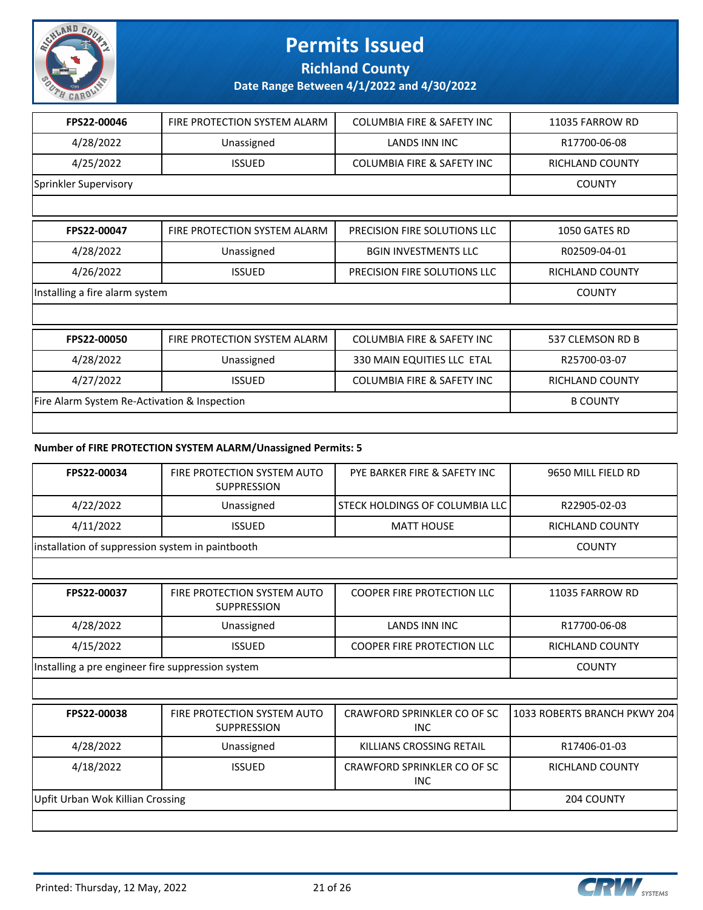# Permits Issued

**Richland County**

**Date Range Between 4/1/2022 and 4/30/2022**

| | | | |
|---|---|---|---|
| **FPS22-00046** | FIRE PROTECTION SYSTEM ALARM | COLUMBIA FIRE & SAFETY INC | 11035 FARROW RD |
| 4/28/2022 | Unassigned | LANDS INN INC | R17700-06-08 |
| 4/25/2022 | ISSUED | COLUMBIA FIRE & SAFETY INC | RICHLAND COUNTY |
| Sprinkler Supervisory | | | COUNTY |

| | | | |
|---|---|---|---|
| **FPS22-00047** | FIRE PROTECTION SYSTEM ALARM | PRECISION FIRE SOLUTIONS LLC | 1050 GATES RD |
| 4/28/2022 | Unassigned | BGIN INVESTMENTS LLC | R02509-04-01 |
| 4/26/2022 | ISSUED | PRECISION FIRE SOLUTIONS LLC | RICHLAND COUNTY |
| Installing a fire alarm system | | | COUNTY |

| | | | |
|---|---|---|---|
| **FPS22-00050** | FIRE PROTECTION SYSTEM ALARM | COLUMBIA FIRE & SAFETY INC | 537 CLEMSON RD B |
| 4/28/2022 | Unassigned | 330 MAIN EQUITIES LLC ETAL | R25700-03-07 |
| 4/27/2022 | ISSUED | COLUMBIA FIRE & SAFETY INC | RICHLAND COUNTY |
| Fire Alarm System Re-Activation & Inspection | | | B COUNTY |

**Number of FIRE PROTECTION SYSTEM ALARM/Unassigned Permits: 5**

| | | | |
|---|---|---|---|
| **FPS22-00034** | FIRE PROTECTION SYSTEM AUTO SUPPRESSION | PYE BARKER FIRE & SAFETY INC | 9650 MILL FIELD RD |
| 4/22/2022 | Unassigned | STECK HOLDINGS OF COLUMBIA LLC | R22905-02-03 |
| 4/11/2022 | ISSUED | MATT HOUSE | RICHLAND COUNTY |
| installation of suppression system in paintbooth | | | COUNTY |

| | | | |
|---|---|---|---|
| **FPS22-00037** | FIRE PROTECTION SYSTEM AUTO SUPPRESSION | COOPER FIRE PROTECTION LLC | 11035 FARROW RD |
| 4/28/2022 | Unassigned | LANDS INN INC | R17700-06-08 |
| 4/15/2022 | ISSUED | COOPER FIRE PROTECTION LLC | RICHLAND COUNTY |
| Installing a pre engineer fire suppression system | | | COUNTY |

| | | | |
|---|---|---|---|
| **FPS22-00038** | FIRE PROTECTION SYSTEM AUTO SUPPRESSION | CRAWFORD SPRINKLER CO OF SC INC | 1033 ROBERTS BRANCH PKWY 204 |
| 4/28/2022 | Unassigned | KILLIANS CROSSING RETAIL | R17406-01-03 |
| 4/18/2022 | ISSUED | CRAWFORD SPRINKLER CO OF SC INC | RICHLAND COUNTY |
| Upfit Urban Wok Killian Crossing | | | 204 COUNTY |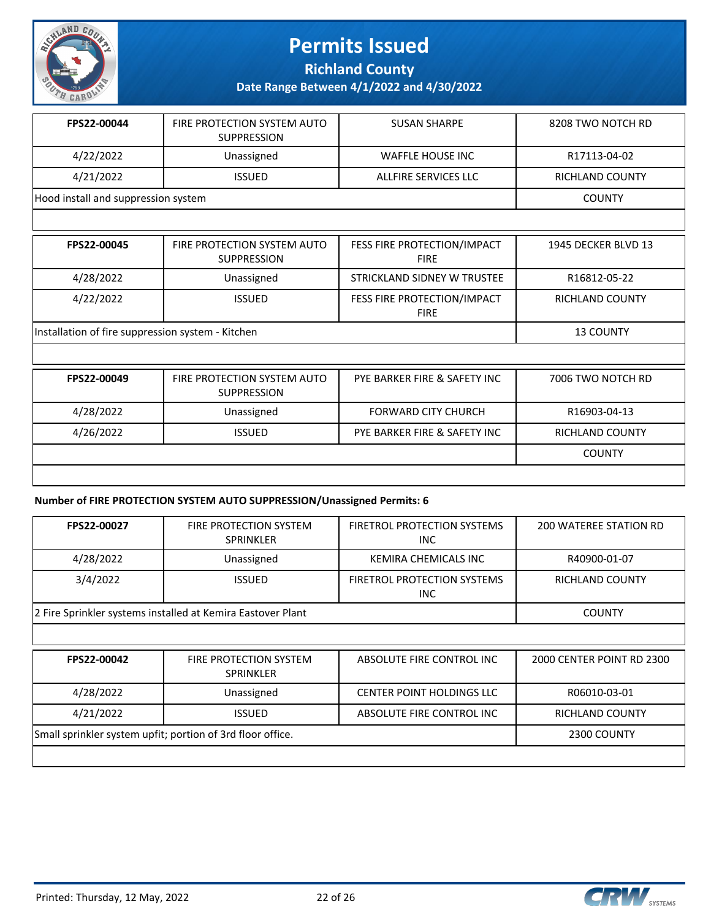| FPS22-00044 | FIRE PROTECTION SYSTEM AUTO SUPPRESSION | SUSAN SHARPE | 8208 TWO NOTCH RD |
|---|---|---|---|
| 4/22/2022 | Unassigned | WAFFLE HOUSE INC | R17113-04-02 |
| 4/21/2022 | ISSUED | ALLFIRE SERVICES LLC | RICHLAND COUNTY |
| Hood install and suppression system | | | COUNTY |

| FPS22-00045 | FIRE PROTECTION SYSTEM AUTO SUPPRESSION | FESS FIRE PROTECTION/IMPACT FIRE | 1945 DECKER BLVD 13 |
|---|---|---|---|
| 4/28/2022 | Unassigned | STRICKLAND SIDNEY W TRUSTEE | R16812-05-22 |
| 4/22/2022 | ISSUED | FESS FIRE PROTECTION/IMPACT FIRE | RICHLAND COUNTY |
| Installation of fire suppression system - Kitchen | | | 13 COUNTY |

| FPS22-00049 | FIRE PROTECTION SYSTEM AUTO SUPPRESSION | PYE BARKER FIRE & SAFETY INC | 7006 TWO NOTCH RD |
|---|---|---|---|
| 4/28/2022 | Unassigned | FORWARD CITY CHURCH | R16903-04-13 |
| 4/26/2022 | ISSUED | PYE BARKER FIRE & SAFETY INC | RICHLAND COUNTY |
| | | | COUNTY |

**Number of FIRE PROTECTION SYSTEM AUTO SUPPRESSION/Unassigned Permits: 6**

| FPS22-00027 | FIRE PROTECTION SYSTEM SPRINKLER | FIRETROL PROTECTION SYSTEMS INC | 200 WATEREE STATION RD |
|---|---|---|---|
| 4/28/2022 | Unassigned | KEMIRA CHEMICALS INC | R40900-01-07 |
| 3/4/2022 | ISSUED | FIRETROL PROTECTION SYSTEMS INC | RICHLAND COUNTY |
| 2 Fire Sprinkler systems installed at Kemira Eastover Plant | | | COUNTY |

| FPS22-00042 | FIRE PROTECTION SYSTEM SPRINKLER | ABSOLUTE FIRE CONTROL INC | 2000 CENTER POINT RD 2300 |
|---|---|---|---|
| 4/28/2022 | Unassigned | CENTER POINT HOLDINGS LLC | R06010-03-01 |
| 4/21/2022 | ISSUED | ABSOLUTE FIRE CONTROL INC | RICHLAND COUNTY |
| Small sprinkler system upfit; portion of 3rd floor office. | | | 2300 COUNTY |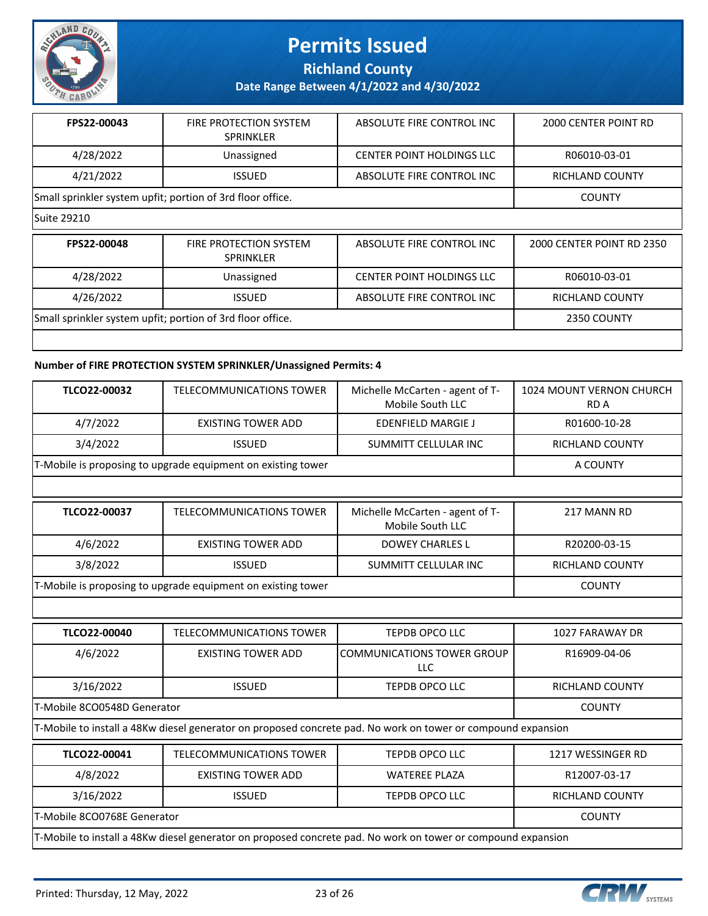# Permits Issued

**Richland County**

**Date Range Between 4/1/2022 and 4/30/2022**

| FPS22-00043 | FIRE PROTECTION SYSTEM SPRINKLER | ABSOLUTE FIRE CONTROL INC | 2000 CENTER POINT RD |
|---|---|---|---|
| 4/28/2022 | Unassigned | CENTER POINT HOLDINGS LLC | R06010-03-01 |
| 4/21/2022 | ISSUED | ABSOLUTE FIRE CONTROL INC | RICHLAND COUNTY |
| Small sprinkler system upfit; portion of 3rd floor office. | | | COUNTY |
| Suite 29210 | | | |

| FPS22-00048 | FIRE PROTECTION SYSTEM SPRINKLER | ABSOLUTE FIRE CONTROL INC | 2000 CENTER POINT RD 2350 |
|---|---|---|---|
| 4/28/2022 | Unassigned | CENTER POINT HOLDINGS LLC | R06010-03-01 |
| 4/26/2022 | ISSUED | ABSOLUTE FIRE CONTROL INC | RICHLAND COUNTY |
| Small sprinkler system upfit; portion of 3rd floor office. | | | 2350 COUNTY |

**Number of FIRE PROTECTION SYSTEM SPRINKLER/Unassigned Permits: 4**

| TLCO22-00032 | TELECOMMUNICATIONS TOWER | Michelle McCarten - agent of T-Mobile South LLC | 1024 MOUNT VERNON CHURCH RD A |
|---|---|---|---|
| 4/7/2022 | EXISTING TOWER ADD | EDENFIELD MARGIE J | R01600-10-28 |
| 3/4/2022 | ISSUED | SUMMITT CELLULAR INC | RICHLAND COUNTY |
| T-Mobile is proposing to upgrade equipment on existing tower | | | A COUNTY |

| TLCO22-00037 | TELECOMMUNICATIONS TOWER | Michelle McCarten - agent of T-Mobile South LLC | 217 MANN RD |
|---|---|---|---|
| 4/6/2022 | EXISTING TOWER ADD | DOWEY CHARLES L | R20200-03-15 |
| 3/8/2022 | ISSUED | SUMMITT CELLULAR INC | RICHLAND COUNTY |
| T-Mobile is proposing to upgrade equipment on existing tower | | | COUNTY |

| TLCO22-00040 | TELECOMMUNICATIONS TOWER | TEPDB OPCO LLC | 1027 FARAWAY DR |
|---|---|---|---|
| 4/6/2022 | EXISTING TOWER ADD | COMMUNICATIONS TOWER GROUP LLC | R16909-04-06 |
| 3/16/2022 | ISSUED | TEPDB OPCO LLC | RICHLAND COUNTY |
| T-Mobile 8CO0548D Generator | | | COUNTY |
| T-Mobile to install a 48Kw diesel generator on proposed concrete pad. No work on tower or compound expansion | | | |

| TLCO22-00041 | TELECOMMUNICATIONS TOWER | TEPDB OPCO LLC | 1217 WESSINGER RD |
|---|---|---|---|
| 4/8/2022 | EXISTING TOWER ADD | WATEREE PLAZA | R12007-03-17 |
| 3/16/2022 | ISSUED | TEPDB OPCO LLC | RICHLAND COUNTY |
| T-Mobile 8CO0768E Generator | | | COUNTY |
| T-Mobile to install a 48Kw diesel generator on proposed concrete pad. No work on tower or compound expansion | | | |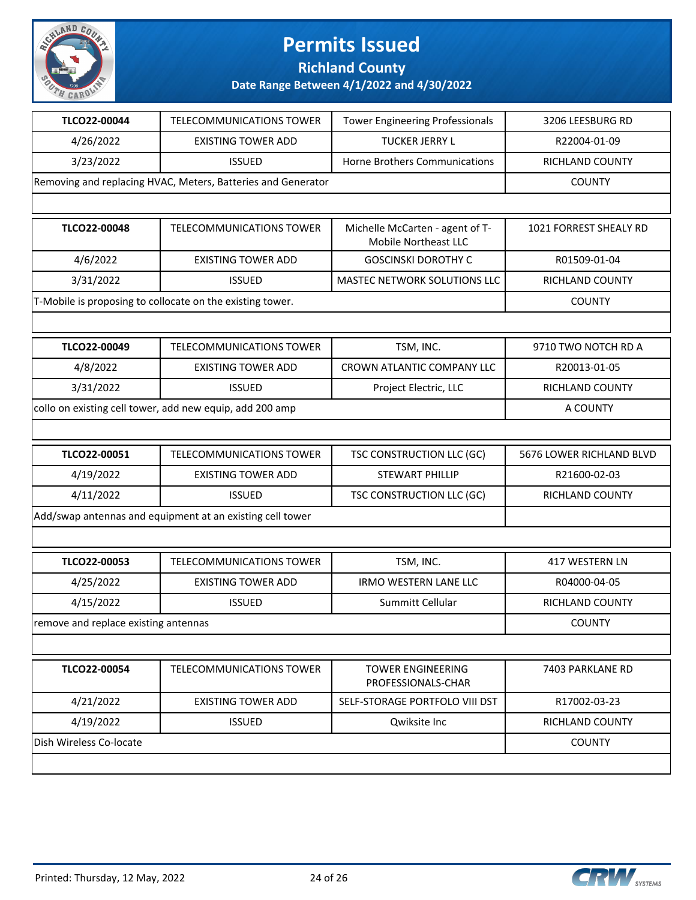# Permits Issued

## Richland County

### Date Range Between 4/1/2022 and 4/30/2022

| TLCO22-00044 | TELECOMMUNICATIONS TOWER | Tower Engineering Professionals | 3206 LEESBURG RD |
|---|---|---|---|
| 4/26/2022 | EXISTING TOWER ADD | TUCKER JERRY L | R22004-01-09 |
| 3/23/2022 | ISSUED | Horne Brothers Communications | RICHLAND COUNTY |
| Removing and replacing HVAC, Meters, Batteries and Generator | | | COUNTY |

| TLCO22-00048 | TELECOMMUNICATIONS TOWER | Michelle McCarten - agent of T-Mobile Northeast LLC | 1021 FORREST SHEALY RD |
|---|---|---|---|
| 4/6/2022 | EXISTING TOWER ADD | GOSCINSKI DOROTHY C | R01509-01-04 |
| 3/31/2022 | ISSUED | MASTEC NETWORK SOLUTIONS LLC | RICHLAND COUNTY |
| T-Mobile is proposing to collocate on the existing tower. | | | COUNTY |

| TLCO22-00049 | TELECOMMUNICATIONS TOWER | TSM, INC. | 9710 TWO NOTCH RD A |
|---|---|---|---|
| 4/8/2022 | EXISTING TOWER ADD | CROWN ATLANTIC COMPANY LLC | R20013-01-05 |
| 3/31/2022 | ISSUED | Project Electric, LLC | RICHLAND COUNTY |
| collo on existing cell tower, add new equip, add 200 amp | | | A COUNTY |

| TLCO22-00051 | TELECOMMUNICATIONS TOWER | TSC CONSTRUCTION LLC (GC) | 5676 LOWER RICHLAND BLVD |
|---|---|---|---|
| 4/19/2022 | EXISTING TOWER ADD | STEWART PHILLIP | R21600-02-03 |
| 4/11/2022 | ISSUED | TSC CONSTRUCTION LLC (GC) | RICHLAND COUNTY |
| Add/swap antennas and equipment at an existing cell tower | | | |

| TLCO22-00053 | TELECOMMUNICATIONS TOWER | TSM, INC. | 417 WESTERN LN |
|---|---|---|---|
| 4/25/2022 | EXISTING TOWER ADD | IRMO WESTERN LANE LLC | R04000-04-05 |
| 4/15/2022 | ISSUED | Summitt Cellular | RICHLAND COUNTY |
| remove and replace existing antennas | | | COUNTY |

| TLCO22-00054 | TELECOMMUNICATIONS TOWER | TOWER ENGINEERING PROFESSIONALS-CHAR | 7403 PARKLANE RD |
|---|---|---|---|
| 4/21/2022 | EXISTING TOWER ADD | SELF-STORAGE PORTFOLO VIII DST | R17002-03-23 |
| 4/19/2022 | ISSUED | Qwiksite Inc | RICHLAND COUNTY |
| Dish Wireless Co-locate | | | COUNTY |

Printed: Thursday, 12 May, 2022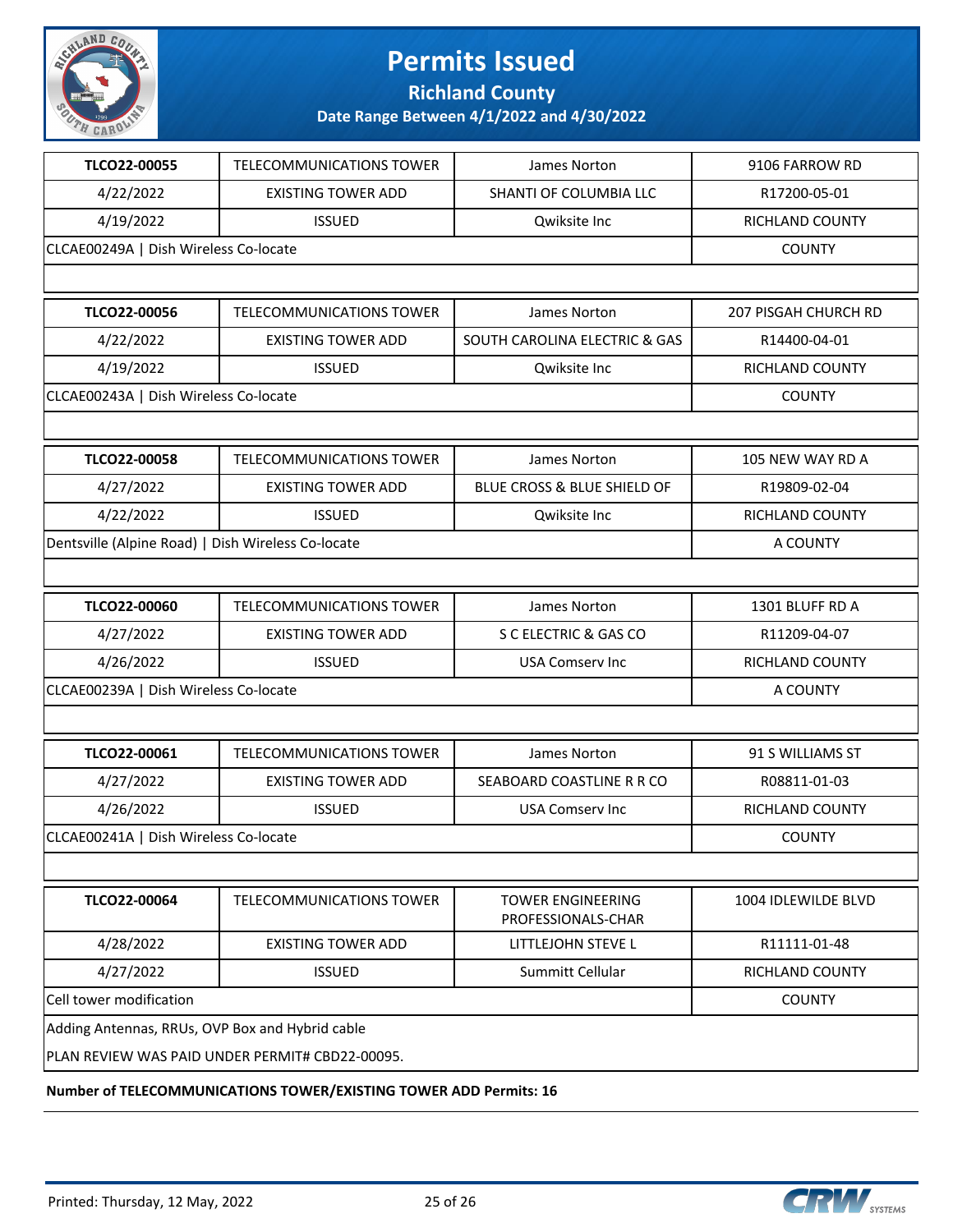# Permits Issued

**Richland County**

**Date Range Between 4/1/2022 and 4/30/2022**

| **TLCO22-00055** | TELECOMMUNICATIONS TOWER | James Norton | 9106 FARROW RD |
|---|---|---|---|
| 4/22/2022 | EXISTING TOWER ADD | SHANTI OF COLUMBIA LLC | R17200-05-01 |
| 4/19/2022 | ISSUED | Qwiksite Inc | RICHLAND COUNTY |
| CLCAE00249A \| Dish Wireless Co-locate | | | COUNTY |

| **TLCO22-00056** | TELECOMMUNICATIONS TOWER | James Norton | 207 PISGAH CHURCH RD |
|---|---|---|---|
| 4/22/2022 | EXISTING TOWER ADD | SOUTH CAROLINA ELECTRIC & GAS | R14400-04-01 |
| 4/19/2022 | ISSUED | Qwiksite Inc | RICHLAND COUNTY |
| CLCAE00243A \| Dish Wireless Co-locate | | | COUNTY |

| **TLCO22-00058** | TELECOMMUNICATIONS TOWER | James Norton | 105 NEW WAY RD A |
|---|---|---|---|
| 4/27/2022 | EXISTING TOWER ADD | BLUE CROSS & BLUE SHIELD OF | R19809-02-04 |
| 4/22/2022 | ISSUED | Qwiksite Inc | RICHLAND COUNTY |
| Dentsville (Alpine Road) \| Dish Wireless Co-locate | | | A COUNTY |

| **TLCO22-00060** | TELECOMMUNICATIONS TOWER | James Norton | 1301 BLUFF RD A |
|---|---|---|---|
| 4/27/2022 | EXISTING TOWER ADD | S C ELECTRIC & GAS CO | R11209-04-07 |
| 4/26/2022 | ISSUED | USA Comserv Inc | RICHLAND COUNTY |
| CLCAE00239A \| Dish Wireless Co-locate | | | A COUNTY |

| **TLCO22-00061** | TELECOMMUNICATIONS TOWER | James Norton | 91 S WILLIAMS ST |
|---|---|---|---|
| 4/27/2022 | EXISTING TOWER ADD | SEABOARD COASTLINE R R CO | R08811-01-03 |
| 4/26/2022 | ISSUED | USA Comserv Inc | RICHLAND COUNTY |
| CLCAE00241A \| Dish Wireless Co-locate | | | COUNTY |

| **TLCO22-00064** | TELECOMMUNICATIONS TOWER | TOWER ENGINEERING PROFESSIONALS-CHAR | 1004 IDLEWILDE BLVD |
|---|---|---|---|
| 4/28/2022 | EXISTING TOWER ADD | LITTLEJOHN STEVE L | R11111-01-48 |
| 4/27/2022 | ISSUED | Summitt Cellular | RICHLAND COUNTY |
| Cell tower modification | | | COUNTY |
| Adding Antennas, RRUs, OVP Box and Hybrid cable | | | |
| PLAN REVIEW WAS PAID UNDER PERMIT# CBD22-00095. | | | |

**Number of TELECOMMUNICATIONS TOWER/EXISTING TOWER ADD Permits: 16**

Printed: Thursday, 12 May, 2022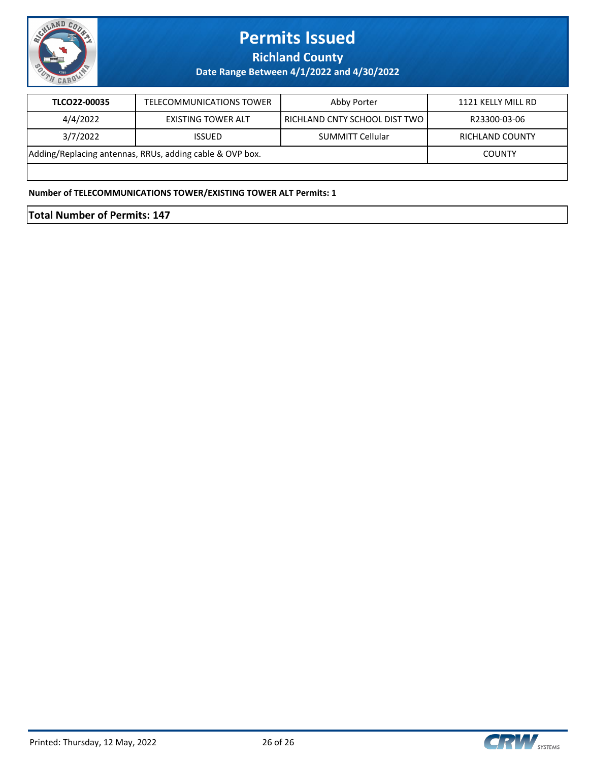# Permits Issued

## Richland County

**Date Range Between 4/1/2022 and 4/30/2022**

| | | | |
|---|---|---|---|
| **TLCO22-00035** | TELECOMMUNICATIONS TOWER | Abby Porter | 1121 KELLY MILL RD |
| 4/4/2022 | EXISTING TOWER ALT | RICHLAND CNTY SCHOOL DIST TWO | R23300-03-06 |
| 3/7/2022 | ISSUED | SUMMITT Cellular | RICHLAND COUNTY |
| Adding/Replacing antennas, RRUs, adding cable & OVP box. | | | COUNTY |
| | | | |

**Number of TELECOMMUNICATIONS TOWER/EXISTING TOWER ALT Permits: 1**

**Total Number of Permits: 147**

Printed: Thursday, 12 May, 2022